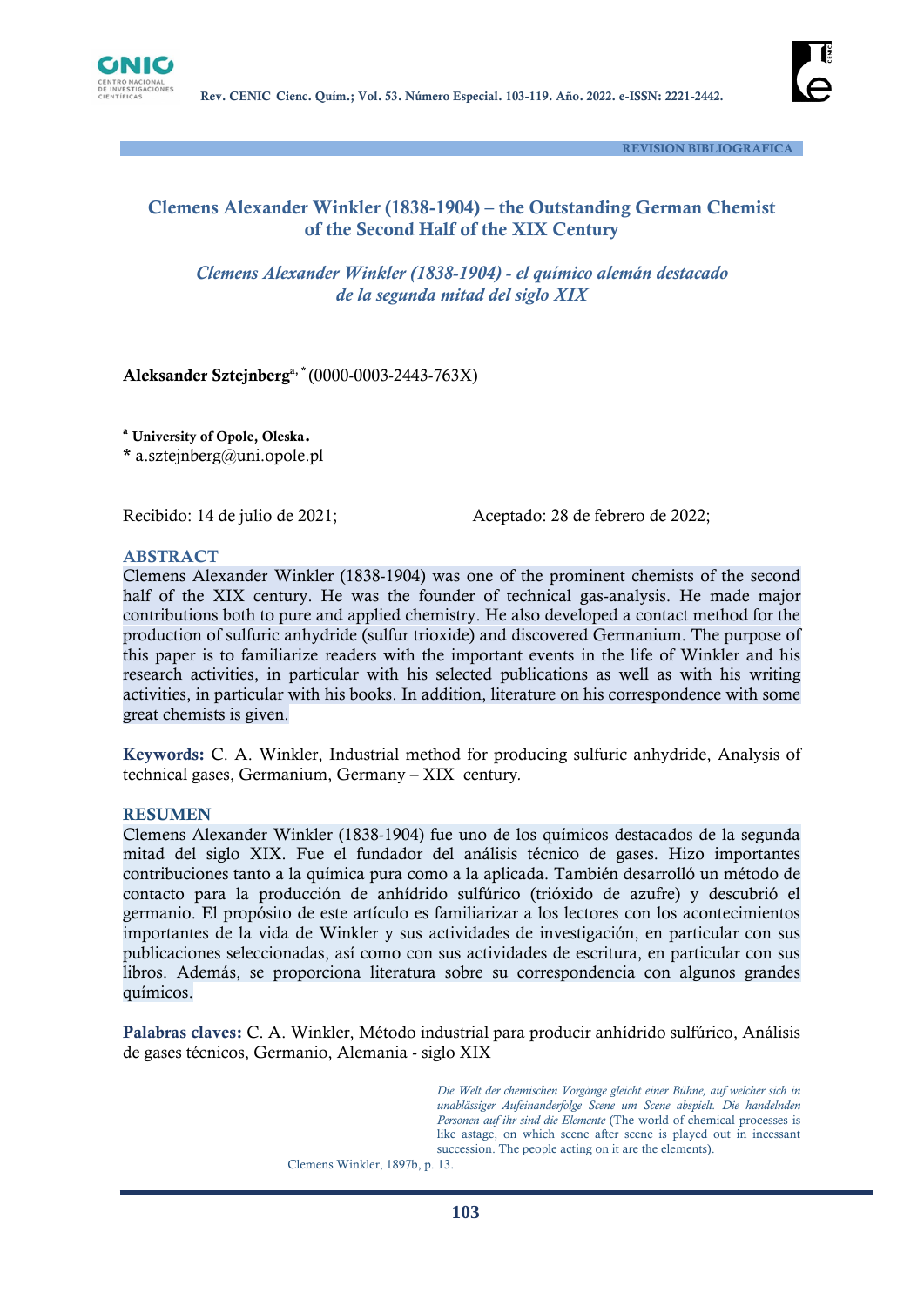REVISION BIBLIOGRAFICA

# Clemens Alexander Winkler (1838-1904) – the Outstanding German Chemist of the Second Half of the XIX Century

*Clemens Alexander Winkler (1838-1904) - el químico alemán destacado de la segunda mitad del siglo XIX*

**Aleksander Sztejnberg**[a,*] (0000-0003-2443-763X)

[a] **University of Opole, Oleska.**
\* a.sztejnberg@uni.opole.pl

Recibido: 14 de julio de 2021; Aceptado: 28 de febrero de 2022;

## ABSTRACT

Clemens Alexander Winkler (1838-1904) was one of the prominent chemists of the second half of the XIX century. He was the founder of technical gas-analysis. He made major contributions both to pure and applied chemistry. He also developed a contact method for the production of sulfuric anhydride (sulfur trioxide) and discovered Germanium. The purpose of this paper is to familiarize readers with the important events in the life of Winkler and his research activities, in particular with his selected publications as well as with his writing activities, in particular with his books. In addition, literature on his correspondence with some great chemists is given.

**Keywords:** C. A. Winkler, Industrial method for producing sulfuric anhydride, Analysis of technical gases, Germanium, Germany – XIX century.

## RESUMEN

Clemens Alexander Winkler (1838-1904) fue uno de los químicos destacados de la segunda mitad del siglo XIX. Fue el fundador del análisis técnico de gases. Hizo importantes contribuciones tanto a la química pura como a la aplicada. También desarrolló un método de contacto para la producción de anhídrido sulfúrico (trióxido de azufre) y descubrió el germanio. El propósito de este artículo es familiarizar a los lectores con los acontecimientos importantes de la vida de Winkler y sus actividades de investigación, en particular con sus publicaciones seleccionadas, así como con sus actividades de escritura, en particular con sus libros. Además, se proporciona literatura sobre su correspondencia con algunos grandes químicos.

**Palabras claves:** C. A. Winkler, Método industrial para producir anhídrido sulfúrico, Análisis de gases técnicos, Germanio, Alemania - siglo XIX

> *Die Welt der chemischen Vorgänge gleicht einer Bühne, auf welcher sich in unablässiger Aufeinanderfolge Scene um Scene abspielt. Die handelnden Personen auf ihr sind die Elemente* (The world of chemical processes is like astage, on which scene after scene is played out in incessant succession. The people acting on it are the elements).
>
> Clemens Winkler, 1897b, p. 13.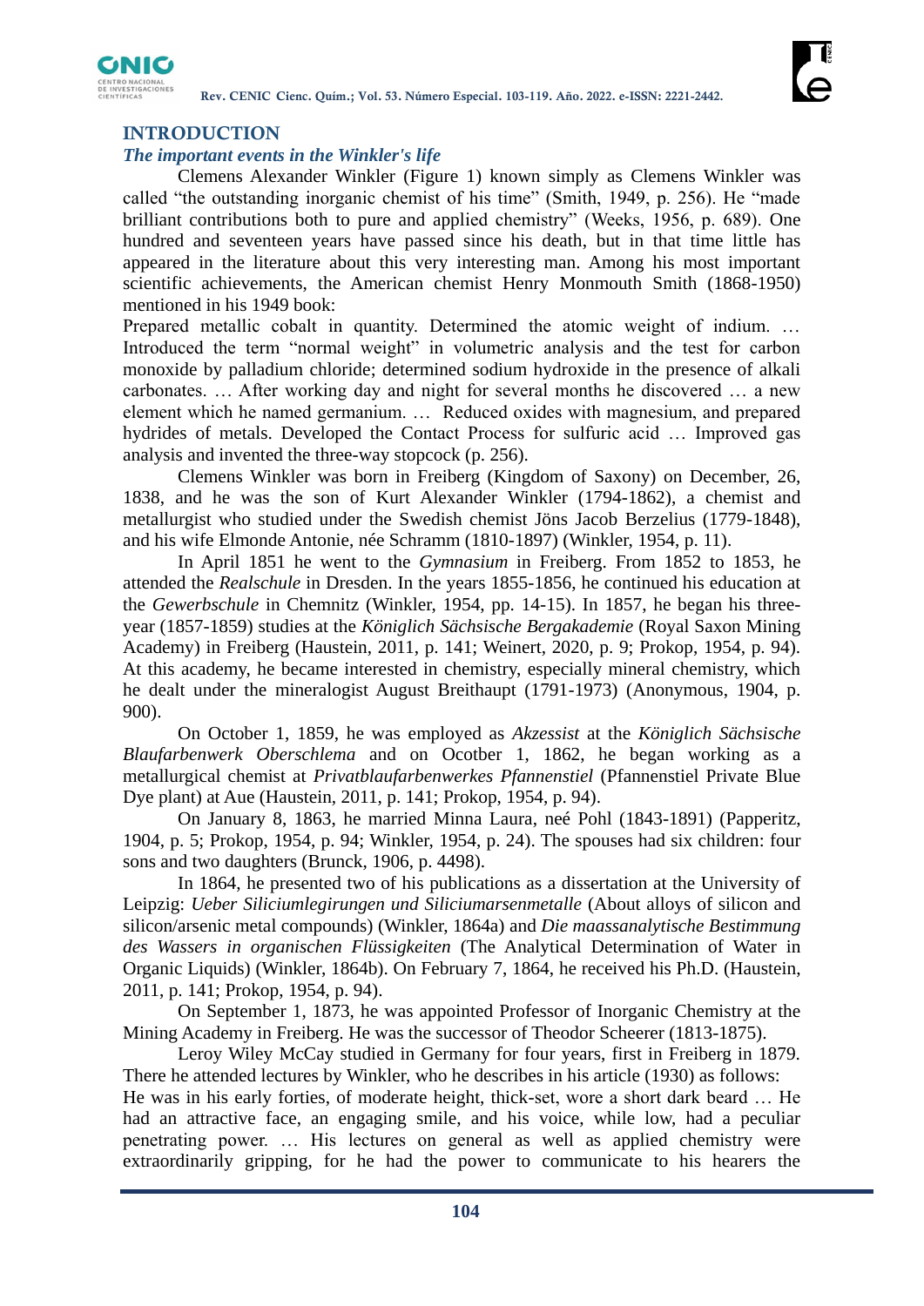## INTRODUCTION

### *The important events in the Winkler's life*

Clemens Alexander Winkler (Figure 1) known simply as Clemens Winkler was called "the outstanding inorganic chemist of his time" (Smith, 1949, p. 256). He "made brilliant contributions both to pure and applied chemistry" (Weeks, 1956, p. 689). One hundred and seventeen years have passed since his death, but in that time little has appeared in the literature about this very interesting man. Among his most important scientific achievements, the American chemist Henry Monmouth Smith (1868-1950) mentioned in his 1949 book:

Prepared metallic cobalt in quantity. Determined the atomic weight of indium. … Introduced the term "normal weight" in volumetric analysis and the test for carbon monoxide by palladium chloride; determined sodium hydroxide in the presence of alkali carbonates. … After working day and night for several months he discovered … a new element which he named germanium. … Reduced oxides with magnesium, and prepared hydrides of metals. Developed the Contact Process for sulfuric acid … Improved gas analysis and invented the three-way stopcock (p. 256).

Clemens Winkler was born in Freiberg (Kingdom of Saxony) on December, 26, 1838, and he was the son of Kurt Alexander Winkler (1794-1862), a chemist and metallurgist who studied under the Swedish chemist Jöns Jacob Berzelius (1779-1848), and his wife Elmonde Antonie, née Schramm (1810-1897) (Winkler, 1954, p. 11).

In April 1851 he went to the *Gymnasium* in Freiberg. From 1852 to 1853, he attended the *Realschule* in Dresden. In the years 1855-1856, he continued his education at the *Gewerbschule* in Chemnitz (Winkler, 1954, pp. 14-15). In 1857, he began his three-year (1857-1859) studies at the *Königlich Sächsische Bergakademie* (Royal Saxon Mining Academy) in Freiberg (Haustein, 2011, p. 141; Weinert, 2020, p. 9; Prokop, 1954, p. 94). At this academy, he became interested in chemistry, especially mineral chemistry, which he dealt under the mineralogist August Breithaupt (1791-1973) (Anonymous, 1904, p. 900).

On October 1, 1859, he was employed as *Akzessist* at the *Königlich Sächsische Blaufarbenwerk Oberschlema* and on Ocotber 1, 1862, he began working as a metallurgical chemist at *Privatblaufarbenwerkes Pfannenstiel* (Pfannenstiel Private Blue Dye plant) at Aue (Haustein, 2011, p. 141; Prokop, 1954, p. 94).

On January 8, 1863, he married Minna Laura, neé Pohl (1843-1891) (Papperitz, 1904, p. 5; Prokop, 1954, p. 94; Winkler, 1954, p. 24). The spouses had six children: four sons and two daughters (Brunck, 1906, p. 4498).

In 1864, he presented two of his publications as a dissertation at the University of Leipzig: *Ueber Siliciumlegirungen und Siliciumarsenmetalle* (About alloys of silicon and silicon/arsenic metal compounds) (Winkler, 1864a) and *Die maassanalytische Bestimmung des Wassers in organischen Flüssigkeiten* (The Analytical Determination of Water in Organic Liquids) (Winkler, 1864b). On February 7, 1864, he received his Ph.D. (Haustein, 2011, p. 141; Prokop, 1954, p. 94).

On September 1, 1873, he was appointed Professor of Inorganic Chemistry at the Mining Academy in Freiberg. He was the successor of Theodor Scheerer (1813-1875).

Leroy Wiley McCay studied in Germany for four years, first in Freiberg in 1879. There he attended lectures by Winkler, who he describes in his article (1930) as follows:

He was in his early forties, of moderate height, thick-set, wore a short dark beard … He had an attractive face, an engaging smile, and his voice, while low, had a peculiar penetrating power. … His lectures on general as well as applied chemistry were extraordinarily gripping, for he had the power to communicate to his hearers the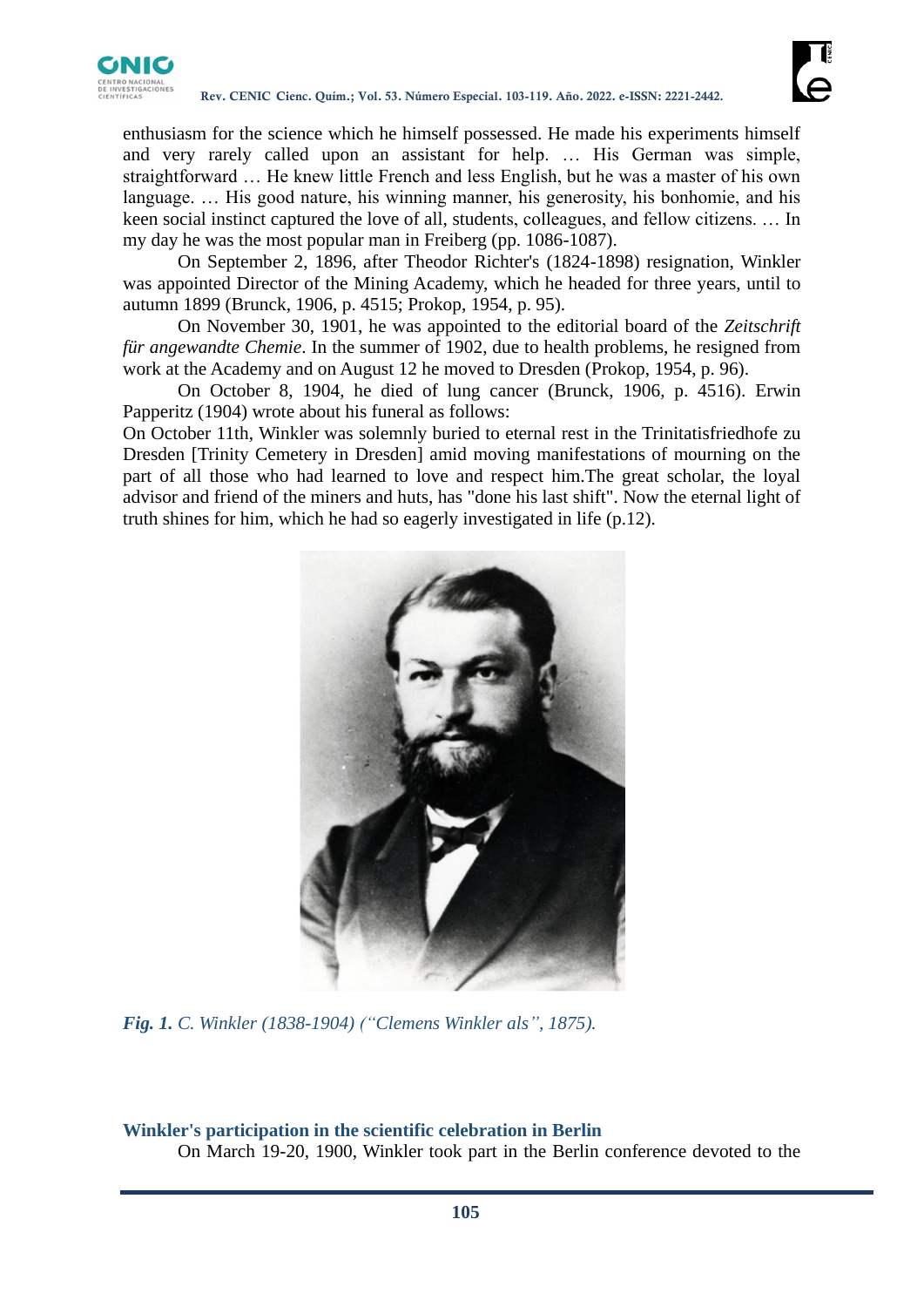enthusiasm for the science which he himself possessed. He made his experiments himself and very rarely called upon an assistant for help. … His German was simple, straightforward … He knew little French and less English, but he was a master of his own language. … His good nature, his winning manner, his generosity, his bonhomie, and his keen social instinct captured the love of all, students, colleagues, and fellow citizens. … In my day he was the most popular man in Freiberg (pp. 1086-1087).

On September 2, 1896, after Theodor Richter's (1824-1898) resignation, Winkler was appointed Director of the Mining Academy, which he headed for three years, until to autumn 1899 (Brunck, 1906, p. 4515; Prokop, 1954, p. 95).

On November 30, 1901, he was appointed to the editorial board of the *Zeitschrift für angewandte Chemie*. In the summer of 1902, due to health problems, he resigned from work at the Academy and on August 12 he moved to Dresden (Prokop, 1954, p. 96).

On October 8, 1904, he died of lung cancer (Brunck, 1906, p. 4516). Erwin Papperitz (1904) wrote about his funeral as follows:

On October 11th, Winkler was solemnly buried to eternal rest in the Trinitatisfriedhofe zu Dresden [Trinity Cemetery in Dresden] amid moving manifestations of mourning on the part of all those who had learned to love and respect him.The great scholar, the loyal advisor and friend of the miners and huts, has "done his last shift". Now the eternal light of truth shines for him, which he had so eagerly investigated in life (p.12).

***Fig. 1.*** *C. Winkler (1838-1904) ("Clemens Winkler als", 1875).*

## Winkler's participation in the scientific celebration in Berlin

On March 19-20, 1900, Winkler took part in the Berlin conference devoted to the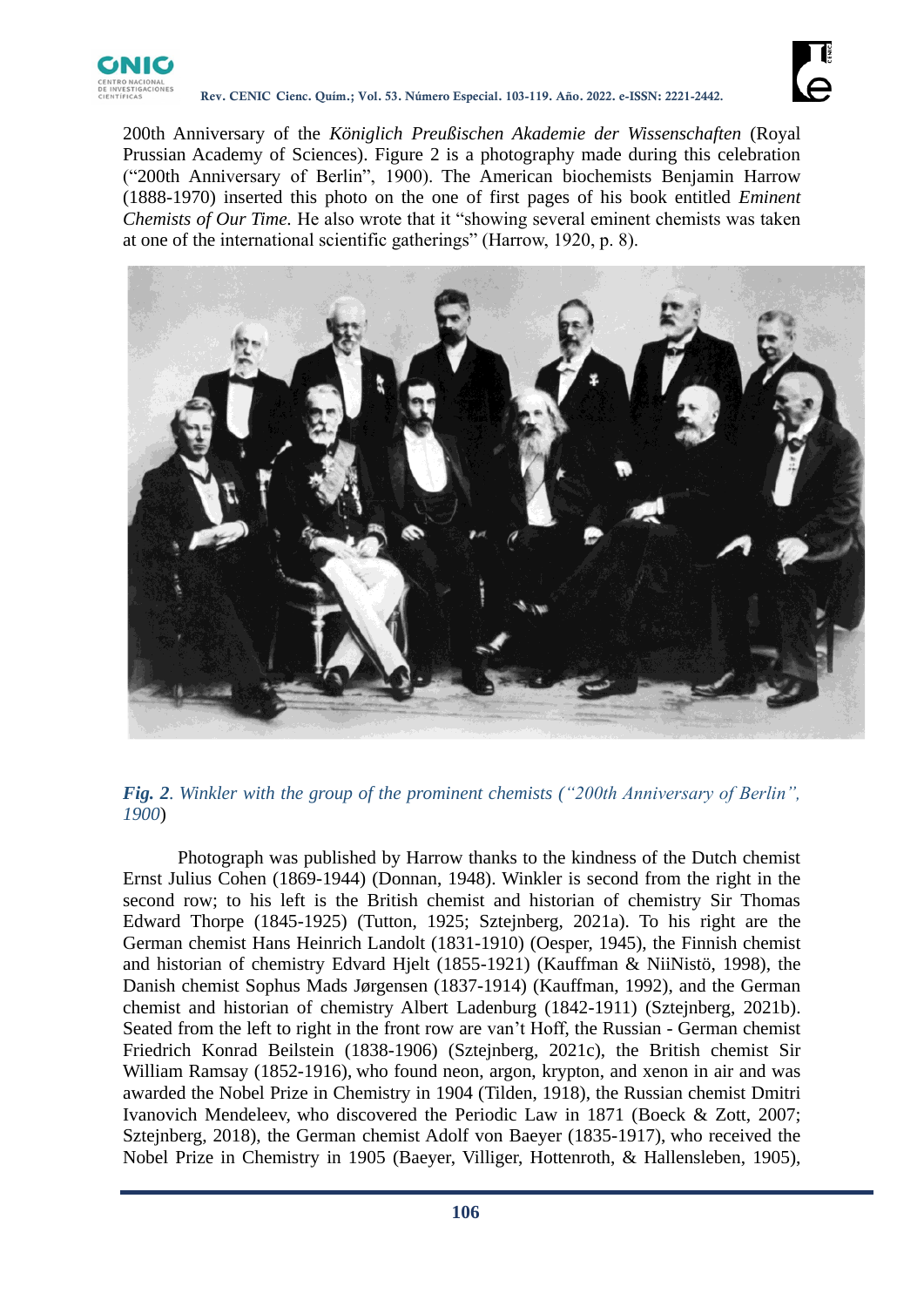200th Anniversary of the *Königlich Preußischen Akademie der Wissenschaften* (Royal Prussian Academy of Sciences). Figure 2 is a photography made during this celebration ("200th Anniversary of Berlin", 1900). The American biochemists Benjamin Harrow (1888-1970) inserted this photo on the one of first pages of his book entitled *Eminent Chemists of Our Time.* He also wrote that it "showing several eminent chemists was taken at one of the international scientific gatherings" (Harrow, 1920, p. 8).

***Fig. 2****. Winkler with the group of the prominent chemists ("200th Anniversary of Berlin", 1900*)

Photograph was published by Harrow thanks to the kindness of the Dutch chemist Ernst Julius Cohen (1869-1944) (Donnan, 1948). Winkler is second from the right in the second row; to his left is the British chemist and historian of chemistry Sir Thomas Edward Thorpe (1845-1925) (Tutton, 1925; Sztejnberg, 2021a). To his right are the German chemist Hans Heinrich Landolt (1831-1910) (Oesper, 1945), the Finnish chemist and historian of chemistry Edvard Hjelt (1855-1921) (Kauffman & NiiNistö, 1998), the Danish chemist Sophus Mads Jørgensen (1837-1914) (Kauffman, 1992), and the German chemist and historian of chemistry Albert Ladenburg (1842-1911) (Sztejnberg, 2021b). Seated from the left to right in the front row are van't Hoff, the Russian - German chemist Friedrich Konrad Beilstein (1838-1906) (Sztejnberg, 2021c), the British chemist Sir William Ramsay (1852-1916), who found neon, argon, krypton, and xenon in air and was awarded the Nobel Prize in Chemistry in 1904 (Tilden, 1918), the Russian chemist Dmitri Ivanovich Mendeleev, who discovered the Periodic Law in 1871 (Boeck & Zott, 2007; Sztejnberg, 2018), the German chemist Adolf von Baeyer (1835-1917), who received the Nobel Prize in Chemistry in 1905 (Baeyer, Villiger, Hottenroth, & Hallensleben, 1905),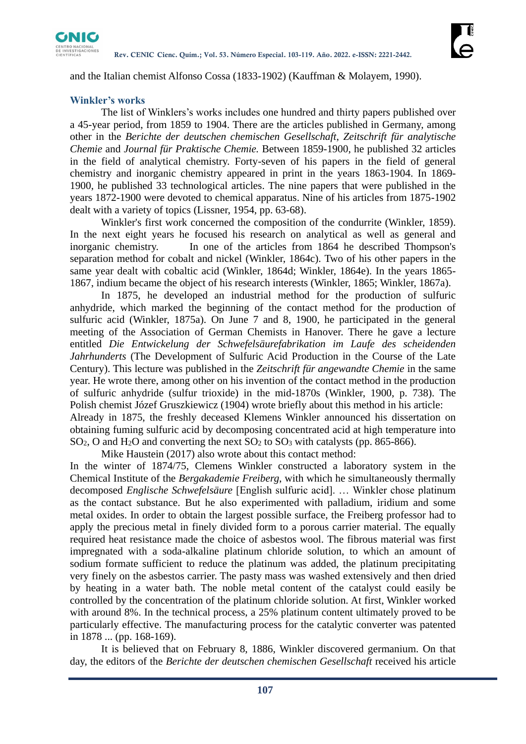and the Italian chemist Alfonso Cossa (1833-1902) (Kauffman & Molayem, 1990).

### Winkler's works

The list of Winklers's works includes one hundred and thirty papers published over a 45-year period, from 1859 to 1904. There are the articles published in Germany, among other in the *Berichte der deutschen chemischen Gesellschaft*, *Zeitschrift für analytische Chemie* and *Journal für Praktische Chemie.* Between 1859-1900, he published 32 articles in the field of analytical chemistry. Forty-seven of his papers in the field of general chemistry and inorganic chemistry appeared in print in the years 1863-1904. In 1869-1900, he published 33 technological articles. The nine papers that were published in the years 1872-1900 were devoted to chemical apparatus. Nine of his articles from 1875-1902 dealt with a variety of topics (Lissner, 1954, pp. 63-68).

Winkler's first work concerned the composition of the condurrite (Winkler, 1859). In the next eight years he focused his research on analytical as well as general and inorganic chemistry. In one of the articles from 1864 he described Thompson's separation method for cobalt and nickel (Winkler, 1864c). Two of his other papers in the same year dealt with cobaltic acid (Winkler, 1864d; Winkler, 1864e). In the years 1865-1867, indium became the object of his research interests (Winkler, 1865; Winkler, 1867a).

In 1875, he developed an industrial method for the production of sulfuric anhydride, which marked the beginning of the contact method for the production of sulfuric acid (Winkler, 1875a). On June 7 and 8, 1900, he participated in the general meeting of the Association of German Chemists in Hanover. There he gave a lecture entitled *Die Entwickelung der Schwefelsäurefabrikation im Laufe des scheidenden Jahrhunderts* (The Development of Sulfuric Acid Production in the Course of the Late Century). This lecture was published in the *Zeitschrift für angewandte Chemie* in the same year. He wrote there, among other on his invention of the contact method in the production of sulfuric anhydride (sulfur trioxide) in the mid-1870s (Winkler, 1900, p. 738). The Polish chemist Józef Gruszkiewicz (1904) wrote briefly about this method in his article:

Already in 1875, the freshly deceased Klemens Winkler announced his dissertation on obtaining fuming sulfuric acid by decomposing concentrated acid at high temperature into $SO_2$, O and $H_2O$ and converting the next $SO_2$ to $SO_3$ with catalysts (pp. 865-866).

Mike Haustein (2017) also wrote about this contact method:

In the winter of 1874/75, Clemens Winkler constructed a laboratory system in the Chemical Institute of the *Bergakademie Freiberg*, with which he simultaneously thermally decomposed *Englische Schwefelsäure* [English sulfuric acid]. … Winkler chose platinum as the contact substance. But he also experimented with palladium, iridium and some metal oxides. In order to obtain the largest possible surface, the Freiberg professor had to apply the precious metal in finely divided form to a porous carrier material. The equally required heat resistance made the choice of asbestos wool. The fibrous material was first impregnated with a soda-alkaline platinum chloride solution, to which an amount of sodium formate sufficient to reduce the platinum was added, the platinum precipitating very finely on the asbestos carrier. The pasty mass was washed extensively and then dried by heating in a water bath. The noble metal content of the catalyst could easily be controlled by the concentration of the platinum chloride solution. At first, Winkler worked with around 8%. In the technical process, a 25% platinum content ultimately proved to be particularly effective. The manufacturing process for the catalytic converter was patented in 1878 ... (pp. 168-169).

It is believed that on February 8, 1886, Winkler discovered germanium. On that day, the editors of the *Berichte der deutschen chemischen Gesellschaft* received his article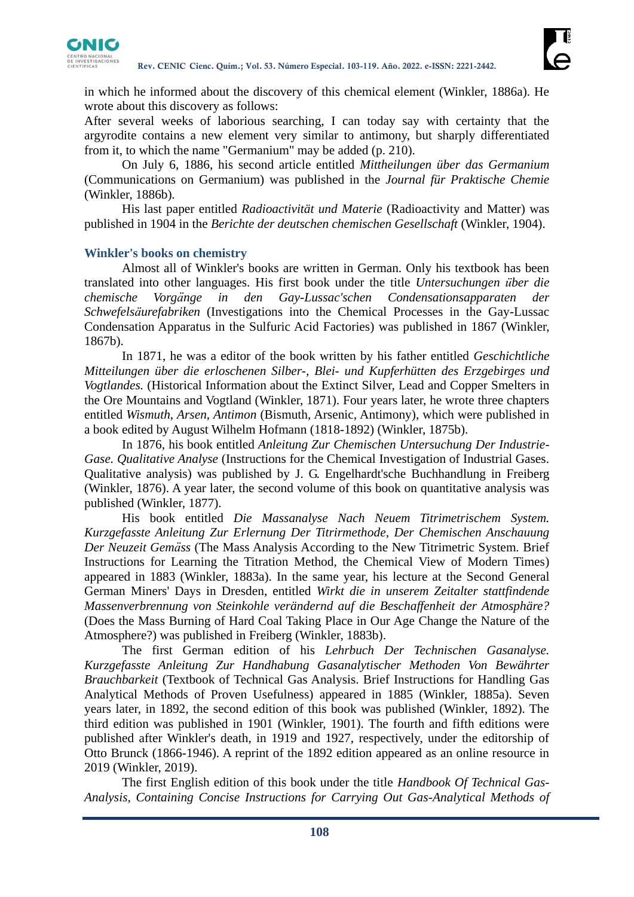in which he informed about the discovery of this chemical element (Winkler, 1886a). He wrote about this discovery as follows:

After several weeks of laborious searching, I can today say with certainty that the argyrodite contains a new element very similar to antimony, but sharply differentiated from it, to which the name "Germanium" may be added (p. 210).

On July 6, 1886, his second article entitled *Mittheilungen über das Germanium* (Communications on Germanium) was published in the *Journal für Praktische Chemie* (Winkler, 1886b).

His last paper entitled *Radioactivität und Materie* (Radioactivity and Matter) was published in 1904 in the *Berichte der deutschen chemischen Gesellschaft* (Winkler, 1904).

## Winkler's books on chemistry

Almost all of Winkler's books are written in German. Only his textbook has been translated into other languages. His first book under the title *Untersuchungen über die chemische Vorgänge in den Gay-Lussac'schen Condensationsapparaten der Schwefelsäurefabriken* (Investigations into the Chemical Processes in the Gay-Lussac Condensation Apparatus in the Sulfuric Acid Factories) was published in 1867 (Winkler, 1867b).

In 1871, he was a editor of the book written by his father entitled *Geschichtliche Mitteilungen über die erloschenen Silber-, Blei- und Kupferhütten des Erzgebirges und Vogtlandes.* (Historical Information about the Extinct Silver, Lead and Copper Smelters in the Ore Mountains and Vogtland (Winkler, 1871). Four years later, he wrote three chapters entitled *Wismuth, Arsen, Antimon* (Bismuth, Arsenic, Antimony), which were published in a book edited by August Wilhelm Hofmann (1818-1892) (Winkler, 1875b).

In 1876, his book entitled *Anleitung Zur Chemischen Untersuchung Der Industrie-Gase. Qualitative Analyse* (Instructions for the Chemical Investigation of Industrial Gases. Qualitative analysis) was published by J. G. Engelhardt'sche Buchhandlung in Freiberg (Winkler, 1876). A year later, the second volume of this book on quantitative analysis was published (Winkler, 1877).

His book entitled *Die Massanalyse Nach Neuem Titrimetrischem System. Kurzgefasste Anleitung Zur Erlernung Der Titrirmethode, Der Chemischen Anschauung Der Neuzeit Gemäss* (The Mass Analysis According to the New Titrimetric System. Brief Instructions for Learning the Titration Method, the Chemical View of Modern Times) appeared in 1883 (Winkler, 1883a). In the same year, his lecture at the Second General German Miners' Days in Dresden, entitled *Wirkt die in unserem Zeitalter stattfindende Massenverbrennung von Steinkohle verändernd auf die Beschaffenheit der Atmosphäre?* (Does the Mass Burning of Hard Coal Taking Place in Our Age Change the Nature of the Atmosphere?) was published in Freiberg (Winkler, 1883b).

The first German edition of his *Lehrbuch Der Technischen Gasanalyse. Kurzgefasste Anleitung Zur Handhabung Gasanalytischer Methoden Von Bewährter Brauchbarkeit* (Textbook of Technical Gas Analysis. Brief Instructions for Handling Gas Analytical Methods of Proven Usefulness) appeared in 1885 (Winkler, 1885a). Seven years later, in 1892, the second edition of this book was published (Winkler, 1892). The third edition was published in 1901 (Winkler, 1901). The fourth and fifth editions were published after Winkler's death, in 1919 and 1927, respectively, under the editorship of Otto Brunck (1866-1946). A reprint of the 1892 edition appeared as an online resource in 2019 (Winkler, 2019).

The first English edition of this book under the title *Handbook Of Technical Gas-Analysis, Containing Concise Instructions for Carrying Out Gas-Analytical Methods of*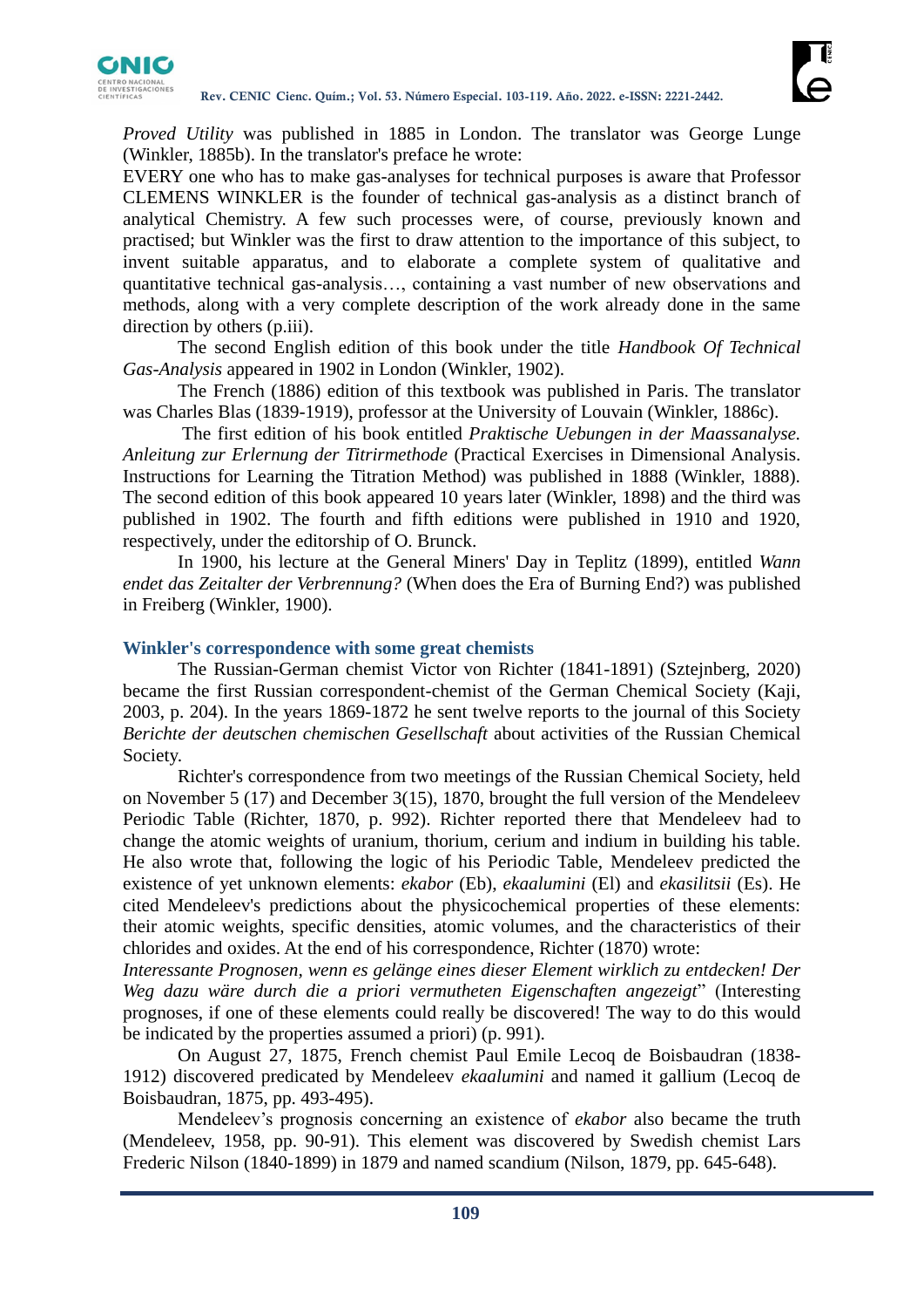*Proved Utility* was published in 1885 in London. The translator was George Lunge (Winkler, 1885b). In the translator's preface he wrote:

EVERY one who has to make gas-analyses for technical purposes is aware that Professor CLEMENS WINKLER is the founder of technical gas-analysis as a distinct branch of analytical Chemistry. A few such processes were, of course, previously known and practised; but Winkler was the first to draw attention to the importance of this subject, to invent suitable apparatus, and to elaborate a complete system of qualitative and quantitative technical gas-analysis…, containing a vast number of new observations and methods, along with a very complete description of the work already done in the same direction by others (p.iii).

The second English edition of this book under the title *Handbook Of Technical Gas-Analysis* appeared in 1902 in London (Winkler, 1902).

The French (1886) edition of this textbook was published in Paris. The translator was Charles Blas (1839-1919), professor at the University of Louvain (Winkler, 1886c).

The first edition of his book entitled *Praktische Uebungen in der Maassanalyse. Anleitung zur Erlernung der Titrirmethode* (Practical Exercises in Dimensional Analysis. Instructions for Learning the Titration Method) was published in 1888 (Winkler, 1888). The second edition of this book appeared 10 years later (Winkler, 1898) and the third was published in 1902. The fourth and fifth editions were published in 1910 and 1920, respectively, under the editorship of O. Brunck.

In 1900, his lecture at the General Miners' Day in Teplitz (1899), entitled *Wann endet das Zeitalter der Verbrennung?* (When does the Era of Burning End?) was published in Freiberg (Winkler, 1900).

## Winkler's correspondence with some great chemists

The Russian-German chemist Victor von Richter (1841-1891) (Sztejnberg, 2020) became the first Russian correspondent-chemist of the German Chemical Society (Kaji, 2003, p. 204). In the years 1869-1872 he sent twelve reports to the journal of this Society *Berichte der deutschen chemischen Gesellschaft* about activities of the Russian Chemical Society.

Richter's correspondence from two meetings of the Russian Chemical Society, held on November 5 (17) and December 3(15), 1870, brought the full version of the Mendeleev Periodic Table (Richter, 1870, p. 992). Richter reported there that Mendeleev had to change the atomic weights of uranium, thorium, cerium and indium in building his table. He also wrote that, following the logic of his Periodic Table, Mendeleev predicted the existence of yet unknown elements: *ekabor* (Eb), *ekaalumini* (El) and *ekasilitsii* (Es). He cited Mendeleev's predictions about the physicochemical properties of these elements: their atomic weights, specific densities, atomic volumes, and the characteristics of their chlorides and oxides. At the end of his correspondence, Richter (1870) wrote:

*Interessante Prognosen, wenn es gelänge eines dieser Element wirklich zu entdecken! Der Weg dazu wäre durch die a priori vermutheten Eigenschaften angezeigt*" (Interesting prognoses, if one of these elements could really be discovered! The way to do this would be indicated by the properties assumed a priori) (p. 991).

On August 27, 1875, French chemist Paul Emile Lecoq de Boisbaudran (1838-1912) discovered predicated by Mendeleev *ekaalumini* and named it gallium (Lecoq de Boisbaudran, 1875, pp. 493-495).

Mendeleev's prognosis concerning an existence of *ekabor* also became the truth (Mendeleev, 1958, pp. 90-91). This element was discovered by Swedish chemist Lars Frederic Nilson (1840-1899) in 1879 and named scandium (Nilson, 1879, pp. 645-648).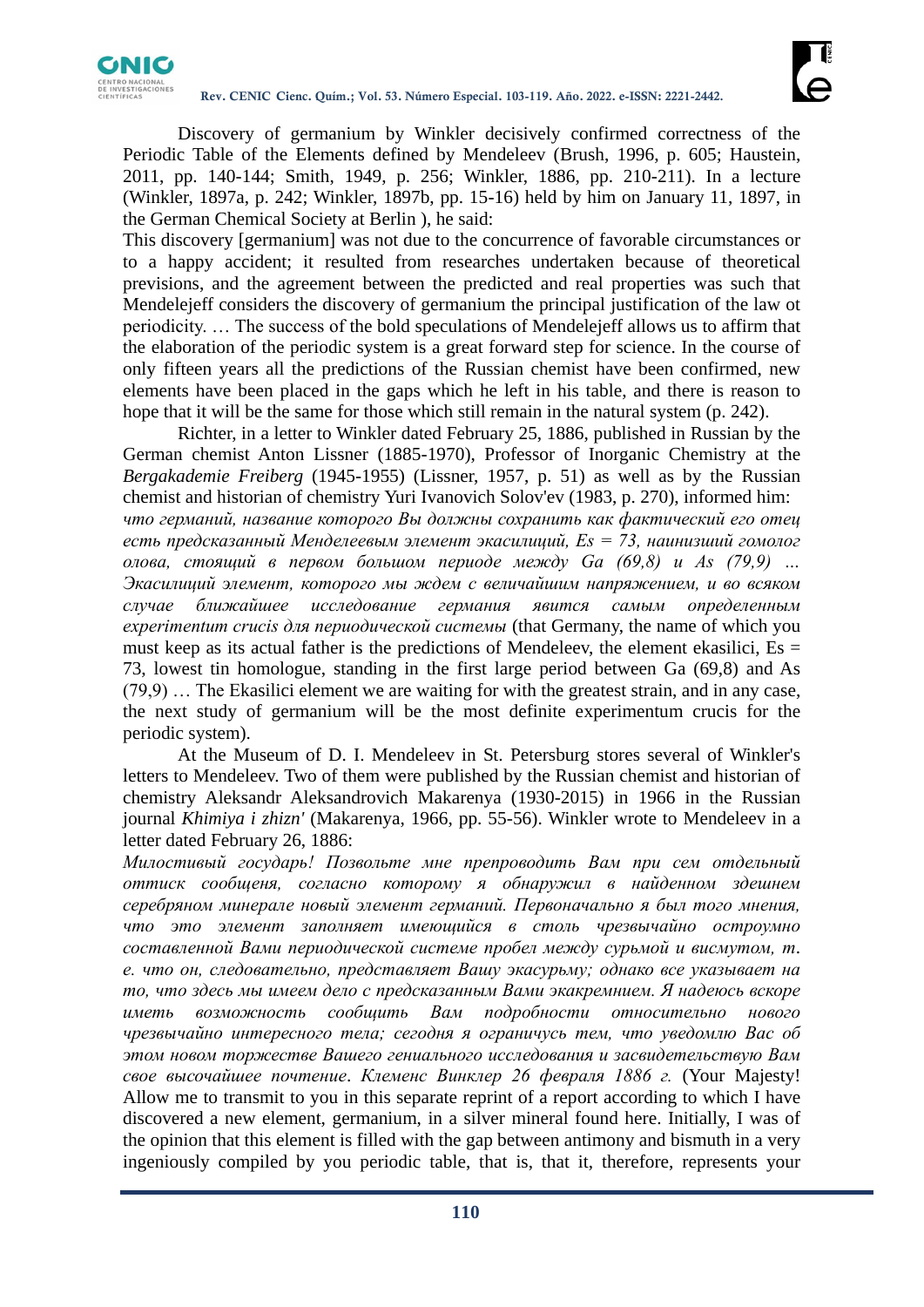Discovery of germanium by Winkler decisively confirmed correctness of the Periodic Table of the Elements defined by Mendeleev (Brush, 1996, p. 605; Haustein, 2011, pp. 140-144; Smith, 1949, p. 256; Winkler, 1886, pp. 210-211). In a lecture (Winkler, 1897a, p. 242; Winkler, 1897b, pp. 15-16) held by him on January 11, 1897, in the German Chemical Society at Berlin ), he said:

This discovery [germanium] was not due to the concurrence of favorable circumstances or to a happy accident; it resulted from researches undertaken because of theoretical previsions, and the agreement between the predicted and real properties was such that Mendelejeff considers the discovery of germanium the principal justification of the law ot periodicity. … The success of the bold speculations of Mendelejeff allows us to affirm that the elaboration of the periodic system is a great forward step for science. In the course of only fifteen years all the predictions of the Russian chemist have been confirmed, new elements have been placed in the gaps which he left in his table, and there is reason to hope that it will be the same for those which still remain in the natural system (p. 242).

Richter, in a letter to Winkler dated February 25, 1886, published in Russian by the German chemist Anton Lissner (1885-1970), Professor of Inorganic Chemistry at the *Bergakademie Freiberg* (1945-1955) (Lissner, 1957, p. 51) as well as by the Russian chemist and historian of chemistry Yuri Ivanovich Solov'ev (1983, p. 270), informed him:

*что германий, название которого Вы должны сохранить как фактический его отец есть предсказанный Менделеевым элемент экасилиций, Es = 73, наинизший гомолог олова, стоящий в первом большом периоде между Ga (69,8) и As (79,9) … Экасилиций элемент, которого мы ждем с величайшим напряжением, и во всяком случае ближайшее исследование германия явится самым определенным experimentum crucis для периодической системы* (that Germany, the name of which you must keep as its actual father is the predictions of Mendeleev, the element ekasilici, Es = 73, lowest tin homologue, standing in the first large period between Ga (69,8) and As (79,9) … The Ekasilici element we are waiting for with the greatest strain, and in any case, the next study of germanium will be the most definite experimentum crucis for the periodic system).

At the Museum of D. I. Mendeleev in St. Petersburg stores several of Winkler's letters to Mendeleev. Two of them were published by the Russian chemist and historian of chemistry Aleksandr Aleksandrovich Makarenya (1930-2015) in 1966 in the Russian journal *Khimiya i zhizn'* (Makarenya, 1966, pp. 55-56). Winkler wrote to Mendeleev in a letter dated February 26, 1886:

*Милостивый государь! Позвольте мне препроводить Вам при сем отдельный оттиск сообщеня, согласно которому я обнаружил в найденном здешнем серебряном минерале новый элемент германий. Первоначально я был того мнения, что это элемент заполняет имеющийся в столь чрезвычайно остроумно составленной Вами периодической системе пробел между сурьмой и висмутом, т. е. что он, следовательно, представляет Вашу экасурьму; однако все указывает на то, что здесь мы имеем дело с предсказанным Вами экакремнием. Я надеюсь вскоре иметь возможность сообщить Вам подробности относительно нового чрезвычайно интересного тела; сегодня я ограничусь тем, что уведомлю Вас об этом новом торжестве Вашего гениального исследования и засвидетельствую Вам свое высочайшее почтение. Клеменс Винклер 26 февраля 1886 г.* (Your Majesty! Allow me to transmit to you in this separate reprint of a report according to which I have discovered a new element, germanium, in a silver mineral found here. Initially, I was of the opinion that this element is filled with the gap between antimony and bismuth in a very ingeniously compiled by you periodic table, that is, that it, therefore, represents your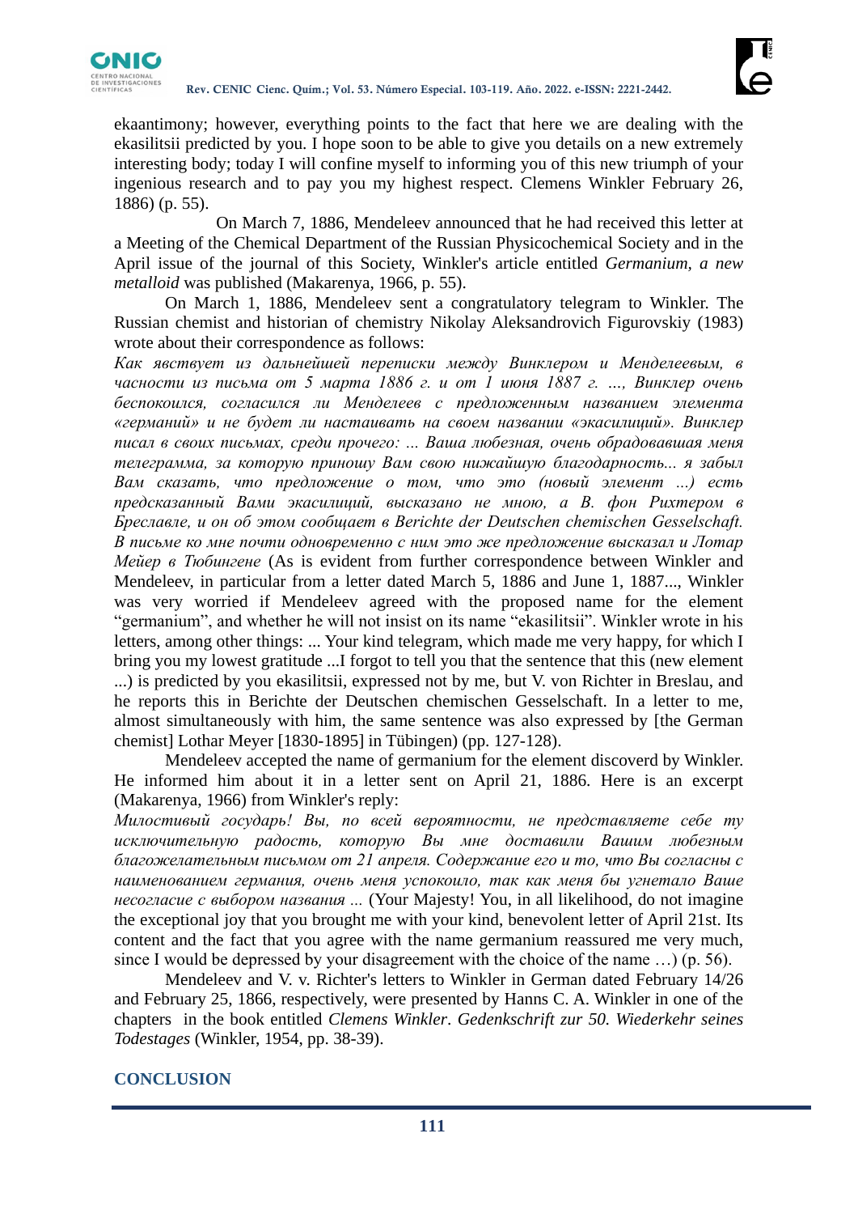ekaantimony; however, everything points to the fact that here we are dealing with the ekasilitsii predicted by you. I hope soon to be able to give you details on a new extremely interesting body; today I will confine myself to informing you of this new triumph of your ingenious research and to pay you my highest respect. Clemens Winkler February 26, 1886) (p. 55).

On March 7, 1886, Mendeleev announced that he had received this letter at a Meeting of the Chemical Department of the Russian Physicochemical Society and in the April issue of the journal of this Society, Winkler's article entitled *Germanium, a new metalloid* was published (Makarenya, 1966, p. 55).

On March 1, 1886, Mendeleev sent a congratulatory telegram to Winkler. The Russian chemist and historian of chemistry Nikolay Aleksandrovich Figurovskiy (1983) wrote about their correspondence as follows:

*Как явствует из дальнейшей переписки между Винклером и Менделеевым, в часности из письма от 5 марта 1886 г. и от 1 июня 1887 г. ..., Винклер очень беспокоился, согласился ли Менделеев с предложенным названием элемента «германий» и не будет ли настаивать на своем названии «экасилиций». Винклер писал в своих письмах, среди прочего: ... Ваша любезная, очень обрадовавшая меня телеграмма, за которую приношу Вам свою нижайшую благодарность... я забыл Вам сказать, что предложение о том, что это (новый элемент ...) есть предсказанный Вами экасилиций, высказано не мною, а В. фон Рихтером в Бреславле, и он об этом сообщает в Berichte der Deutschen chemischen Gesselschaft. В письме ко мне почти одновременно с ним это же предложение высказал и Лотар Мейер в Тюбингене* (As is evident from further correspondence between Winkler and Mendeleev, in particular from a letter dated March 5, 1886 and June 1, 1887..., Winkler was very worried if Mendeleev agreed with the proposed name for the element "germanium", and whether he will not insist on its name "ekasilitsii". Winkler wrote in his letters, among other things: ... Your kind telegram, which made me very happy, for which I bring you my lowest gratitude ...I forgot to tell you that the sentence that this (new element ...) is predicted by you ekasilitsii, expressed not by me, but V. von Richter in Breslau, and he reports this in Berichte der Deutschen chemischen Gesselschaft. In a letter to me, almost simultaneously with him, the same sentence was also expressed by [the German chemist] Lothar Meyer [1830-1895] in Tübingen) (pp. 127-128).

Mendeleev accepted the name of germanium for the element discoverd by Winkler. He informed him about it in a letter sent on April 21, 1886. Here is an excerpt (Makarenya, 1966) from Winkler's reply:

*Милостивый государь! Вы, по всей вероятности, не представляете себе ту исключительную радость, которую Вы мне доставили Вашим любезным благожелательным письмом от 21 апреля. Содержание его и то, что Вы согласны с наименованием германия, очень меня успокоило, так как меня бы угнетало Ваше несогласие с выбором названия ...* (Your Majesty! You, in all likelihood, do not imagine the exceptional joy that you brought me with your kind, benevolent letter of April 21st. Its content and the fact that you agree with the name germanium reassured me very much, since I would be depressed by your disagreement with the choice of the name …) (p. 56).

Mendeleev and V. v. Richter's letters to Winkler in German dated February 14/26 and February 25, 1866, respectively, were presented by Hanns C. A. Winkler in one of the chapters in the book entitled *Clemens Winkler*. *Gedenkschrift zur 50. Wiederkehr seines Todestages* (Winkler, 1954, pp. 38-39).

## CONCLUSION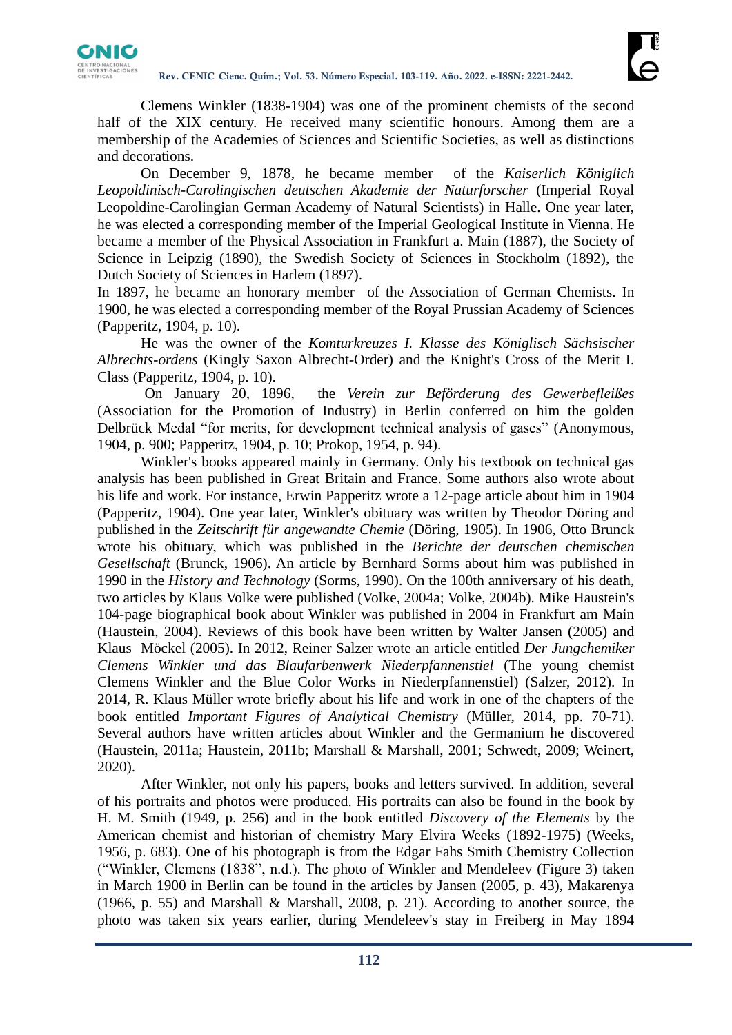Clemens Winkler (1838-1904) was one of the prominent chemists of the second half of the XIX century. He received many scientific honours. Among them are a membership of the Academies of Sciences and Scientific Societies, as well as distinctions and decorations.

On December 9, 1878, he became member of the *Kaiserlich Königlich Leopoldinisch-Carolingischen deutschen Akademie der Naturforscher* (Imperial Royal Leopoldine-Carolingian German Academy of Natural Scientists) in Halle. One year later, he was elected a corresponding member of the Imperial Geological Institute in Vienna. He became a member of the Physical Association in Frankfurt a. Main (1887), the Society of Science in Leipzig (1890), the Swedish Society of Sciences in Stockholm (1892), the Dutch Society of Sciences in Harlem (1897).

In 1897, he became an honorary member of the Association of German Chemists. In 1900, he was elected a corresponding member of the Royal Prussian Academy of Sciences (Papperitz, 1904, p. 10).

He was the owner of the *Komturkreuzes I. Klasse des Königlisch Sächsischer Albrechts-ordens* (Kingly Saxon Albrecht-Order) and the Knight's Cross of the Merit I. Class (Papperitz, 1904, p. 10).

On January 20, 1896, the *Verein zur Beförderung des Gewerbefleißes* (Association for the Promotion of Industry) in Berlin conferred on him the golden Delbrück Medal "for merits, for development technical analysis of gases" (Anonymous, 1904, p. 900; Papperitz, 1904, p. 10; Prokop, 1954, p. 94).

Winkler's books appeared mainly in Germany. Only his textbook on technical gas analysis has been published in Great Britain and France. Some authors also wrote about his life and work. For instance, Erwin Papperitz wrote a 12-page article about him in 1904 (Papperitz, 1904). One year later, Winkler's obituary was written by Theodor Döring and published in the *Zeitschrift für angewandte Chemie* (Döring, 1905). In 1906, Otto Brunck wrote his obituary, which was published in the *Berichte der deutschen chemischen Gesellschaft* (Brunck, 1906). An article by Bernhard Sorms about him was published in 1990 in the *History and Technology* (Sorms, 1990). On the 100th anniversary of his death, two articles by Klaus Volke were published (Volke, 2004a; Volke, 2004b). Mike Haustein's 104-page biographical book about Winkler was published in 2004 in Frankfurt am Main (Haustein, 2004). Reviews of this book have been written by Walter Jansen (2005) and Klaus Möckel (2005). In 2012, Reiner Salzer wrote an article entitled *Der Jungchemiker Clemens Winkler und das Blaufarbenwerk Niederpfannenstiel* (The young chemist Clemens Winkler and the Blue Color Works in Niederpfannenstiel) (Salzer, 2012). In 2014, R. Klaus Müller wrote briefly about his life and work in one of the chapters of the book entitled *Important Figures of Analytical Chemistry* (Müller, 2014, pp. 70-71). Several authors have written articles about Winkler and the Germanium he discovered (Haustein, 2011a; Haustein, 2011b; Marshall & Marshall, 2001; Schwedt, 2009; Weinert, 2020).

After Winkler, not only his papers, books and letters survived. In addition, several of his portraits and photos were produced. His portraits can also be found in the book by H. M. Smith (1949, p. 256) and in the book entitled *Discovery of the Elements* by the American chemist and historian of chemistry Mary Elvira Weeks (1892-1975) (Weeks, 1956, p. 683). One of his photograph is from the Edgar Fahs Smith Chemistry Collection ("Winkler, Clemens (1838", n.d.). The photo of Winkler and Mendeleev (Figure 3) taken in March 1900 in Berlin can be found in the articles by Jansen (2005, p. 43), Makarenya (1966, p. 55) and Marshall & Marshall, 2008, p. 21). According to another source, the photo was taken six years earlier, during Mendeleev's stay in Freiberg in May 1894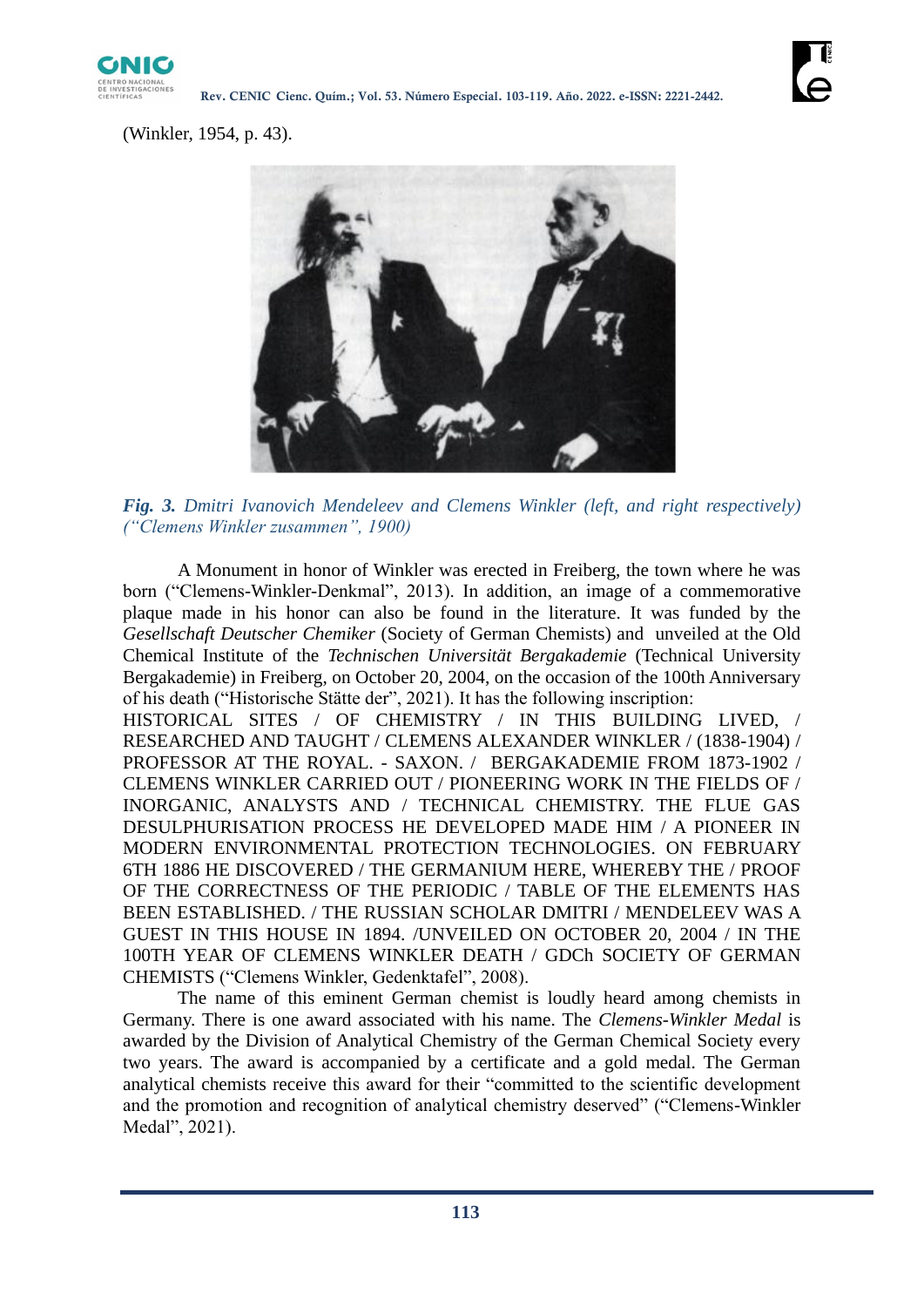(Winkler, 1954, p. 43).

***Fig. 3.*** *Dmitri Ivanovich Mendeleev and Clemens Winkler (left, and right respectively) ("Clemens Winkler zusammen", 1900)*

A Monument in honor of Winkler was erected in Freiberg, the town where he was born ("Clemens-Winkler-Denkmal", 2013). In addition, an image of a commemorative plaque made in his honor can also be found in the literature. It was funded by the *Gesellschaft Deutscher Chemiker* (Society of German Chemists) and unveiled at the Old Chemical Institute of the *Technischen Universität Bergakademie* (Technical University Bergakademie) in Freiberg, on October 20, 2004, on the occasion of the 100th Anniversary of his death ("Historische Stätte der", 2021). It has the following inscription:
HISTORICAL SITES / OF CHEMISTRY / IN THIS BUILDING LIVED, / RESEARCHED AND TAUGHT / CLEMENS ALEXANDER WINKLER / (1838-1904) / PROFESSOR AT THE ROYAL. - SAXON. / BERGAKADEMIE FROM 1873-1902 / CLEMENS WINKLER CARRIED OUT / PIONEERING WORK IN THE FIELDS OF / INORGANIC, ANALYSTS AND / TECHNICAL CHEMISTRY. THE FLUE GAS DESULPHURISATION PROCESS HE DEVELOPED MADE HIM / A PIONEER IN MODERN ENVIRONMENTAL PROTECTION TECHNOLOGIES. ON FEBRUARY 6TH 1886 HE DISCOVERED / THE GERMANIUM HERE, WHEREBY THE / PROOF OF THE CORRECTNESS OF THE PERIODIC / TABLE OF THE ELEMENTS HAS BEEN ESTABLISHED. / THE RUSSIAN SCHOLAR DMITRI / MENDELEEV WAS A GUEST IN THIS HOUSE IN 1894. /UNVEILED ON OCTOBER 20, 2004 / IN THE 100TH YEAR OF CLEMENS WINKLER DEATH / GDCh SOCIETY OF GERMAN CHEMISTS ("Clemens Winkler, Gedenktafel", 2008).

The name of this eminent German chemist is loudly heard among chemists in Germany. There is one award associated with his name. The *Clemens-Winkler Medal* is awarded by the Division of Analytical Chemistry of the German Chemical Society every two years. The award is accompanied by a certificate and a gold medal. The German analytical chemists receive this award for their "committed to the scientific development and the promotion and recognition of analytical chemistry deserved" ("Clemens-Winkler Medal", 2021).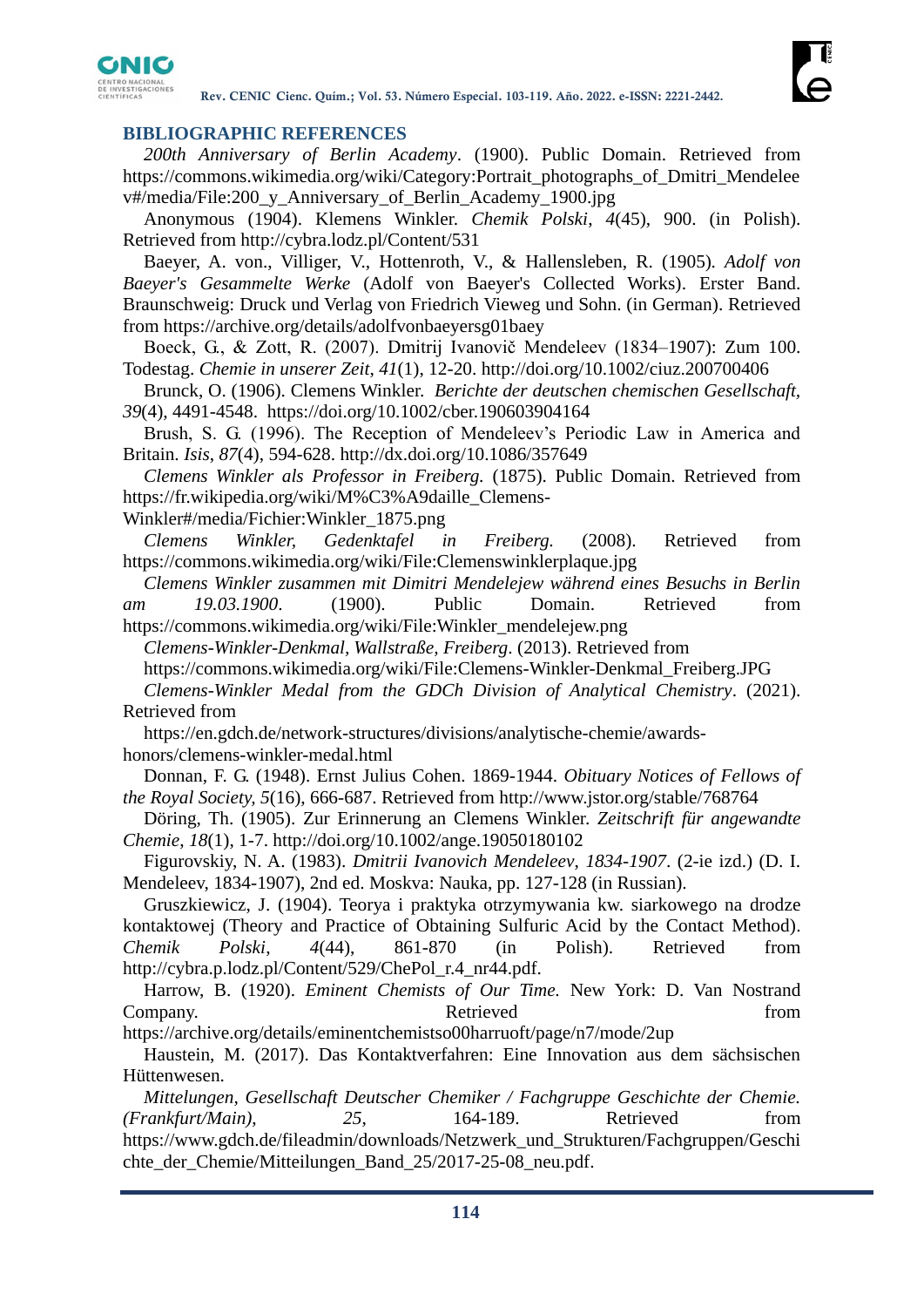## BIBLIOGRAPHIC REFERENCES

*200th Anniversary of Berlin Academy*. (1900). Public Domain. Retrieved from https://commons.wikimedia.org/wiki/Category:Portrait_photographs_of_Dmitri_Mendeleev#/media/File:200_y_Anniversary_of_Berlin_Academy_1900.jpg

Anonymous (1904). Klemens Winkler. *Chemik Polski*, *4*(45), 900. (in Polish). Retrieved from http://cybra.lodz.pl/Content/531

Baeyer, A. von., Villiger, V., Hottenroth, V., & Hallensleben, R. (1905). *Adolf von Baeyer's Gesammelte Werke* (Adolf von Baeyer's Collected Works). Erster Band. Braunschweig: Druck und Verlag von Friedrich Vieweg und Sohn. (in German). Retrieved from https://archive.org/details/adolfvonbaeyersg01baey

Boeck, G., & Zott, R. (2007). Dmitrij Ivanovič Mendeleev (1834–1907): Zum 100. Todestag. *Chemie in unserer Zeit*, *41*(1), 12-20. http://doi.org/10.1002/ciuz.200700406

Brunck, O. (1906). Clemens Winkler. *Berichte der deutschen chemischen Gesellschaft, 39*(4), 4491-4548. https://doi.org/10.1002/cber.190603904164

Brush, S. G. (1996). The Reception of Mendeleev's Periodic Law in America and Britain. *Isis*, *87*(4), 594-628. http://dx.doi.org/10.1086/357649

*Clemens Winkler als Professor in Freiberg.* (1875). Public Domain. Retrieved from https://fr.wikipedia.org/wiki/M%C3%A9daille_Clemens-Winkler#/media/Fichier:Winkler_1875.png

*Clemens Winkler, Gedenktafel in Freiberg.* (2008). Retrieved from https://commons.wikimedia.org/wiki/File:Clemenswinklerplaque.jpg

*Clemens Winkler zusammen mit Dimitri Mendelejew während eines Besuchs in Berlin am 19.03.1900*. (1900). Public Domain. Retrieved from https://commons.wikimedia.org/wiki/File:Winkler_mendelejew.png

*Clemens-Winkler-Denkmal, Wallstraße, Freiberg*. (2013). Retrieved from https://commons.wikimedia.org/wiki/File:Clemens-Winkler-Denkmal_Freiberg.JPG

*Clemens-Winkler Medal from the GDCh Division of Analytical Chemistry*. (2021). Retrieved from https://en.gdch.de/network-structures/divisions/analytische-chemie/awards-honors/clemens-winkler-medal.html

Donnan, F. G. (1948). Ernst Julius Cohen. 1869-1944. *Obituary Notices of Fellows of the Royal Society*, *5*(16), 666-687. Retrieved from http://www.jstor.org/stable/768764

Döring, Th. (1905). Zur Erinnerung an Clemens Winkler. *Zeitschrift für angewandte Chemie*, *18*(1), 1-7. http://doi.org/10.1002/ange.19050180102

Figurovskiy, N. A. (1983). *Dmitrii Ivanovich Mendeleev*, *1834-1907*. (2-ie izd.) (D. I. Mendeleev, 1834-1907), 2nd ed. Moskva: Nauka, pp. 127-128 (in Russian).

Gruszkiewicz, J. (1904). Teorya i praktyka otrzymywania kw. siarkowego na drodze kontaktowej (Theory and Practice of Obtaining Sulfuric Acid by the Contact Method). *Chemik Polski*, *4*(44), 861-870 (in Polish). Retrieved from http://cybra.p.lodz.pl/Content/529/ChePol_r.4_nr44.pdf.

Harrow, B. (1920). *Eminent Chemists of Our Time.* New York: D. Van Nostrand Company. Retrieved from https://archive.org/details/eminentchemistso00harruoft/page/n7/mode/2up

Haustein, M. (2017). Das Kontaktverfahren: Eine Innovation aus dem sächsischen Hüttenwesen. *Mitteilungen, Gesellschaft Deutscher Chemiker / Fachgruppe Geschichte der Chemie. (Frankfurt/Main)*, *25*, 164-189. Retrieved from https://www.gdch.de/fileadmin/downloads/Netzwerk_und_Strukturen/Fachgruppen/Geschichte_der_Chemie/Mitteilungen_Band_25/2017-25-08_neu.pdf.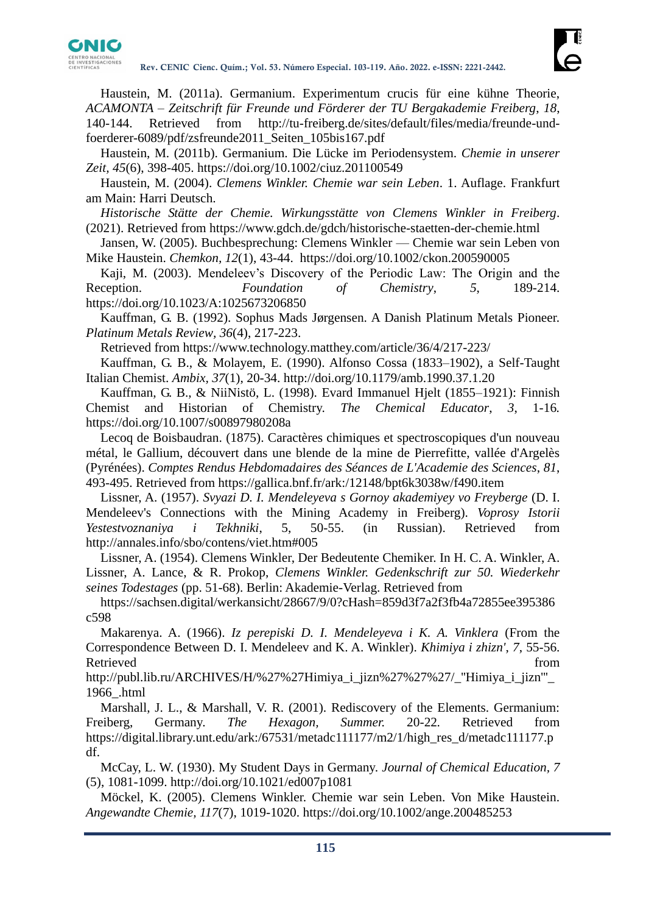Haustein, M. (2011a). Germanium. Experimentum crucis für eine kühne Theorie, *ACAMONTA – Zeitschrift für Freunde und Förderer der TU Bergakademie Freiberg*, *18*, 140-144. Retrieved from http://tu-freiberg.de/sites/default/files/media/freunde-und-foerderer-6089/pdf/zsfreunde2011_Seiten_105bis167.pdf

Haustein, M. (2011b). Germanium. Die Lücke im Periodensystem. *Chemie in unserer Zeit*, *45*(6), 398-405. https://doi.org/10.1002/ciuz.201100549

Haustein, M. (2004). *Clemens Winkler. Chemie war sein Leben*. 1. Auflage. Frankfurt am Main: Harri Deutsch.

*Historische Stätte der Chemie. Wirkungsstätte von Clemens Winkler in Freiberg*. (2021). Retrieved from https://www.gdch.de/gdch/historische-staetten-der-chemie.html

Jansen, W. (2005). Buchbesprechung: Clemens Winkler — Chemie war sein Leben von Mike Haustein. *Chemkon*, *12*(1), 43-44. https://doi.org/10.1002/ckon.200590005

Kaji, M. (2003). Mendeleev's Discovery of the Periodic Law: The Origin and the Reception. *Foundation of Chemistry*, *5*, 189-214. https://doi.org/10.1023/A:1025673206850

Kauffman, G. B. (1992). Sophus Mads Jørgensen. A Danish Platinum Metals Pioneer. *Platinum Metals Review*, *36*(4), 217-223.

Retrieved from https://www.technology.matthey.com/article/36/4/217-223/

Kauffman, G. B., & Molayem, E. (1990). Alfonso Cossa (1833–1902), a Self-Taught Italian Chemist. *Ambix*, *37*(1), 20-34. http://doi.org/10.1179/amb.1990.37.1.20

Kauffman, G. B., & NiiNistö, L. (1998). Evard Immanuel Hjelt (1855–1921): Finnish Chemist and Historian of Chemistry. *The Chemical Educator*, *3*, 1-16. https://doi.org/10.1007/s00897980208a

Lecoq de Boisbaudran. (1875). Caractères chimiques et spectroscopiques d'un nouveau métal, le Gallium, découvert dans une blende de la mine de Pierrefitte, vallée d'Argelès (Pyrénées). *Comptes Rendus Hebdomadaires des Séances de L'Academie des Sciences*, *81*, 493-495. Retrieved from https://gallica.bnf.fr/ark:/12148/bpt6k3038w/f490.item

Lissner, A. (1957). *Svyazi D. I. Mendeleyeva s Gornoy akademiyey vo Freyberge* (D. I. Mendeleev's Connections with the Mining Academy in Freiberg). *Voprosy Istorii Yestestvoznaniya i Tekhniki*, 5, 50-55. (in Russian). Retrieved from http://annales.info/sbo/contens/viet.htm#005

Lissner, A. (1954). Clemens Winkler, Der Bedeutente Chemiker. In H. C. A. Winkler, A. Lissner, A. Lance, & R. Prokop, *Clemens Winkler. Gedenkschrift zur 50. Wiederkehr seines Todestages* (pp. 51-68). Berlin: Akademie-Verlag. Retrieved from

https://sachsen.digital/werkansicht/28667/9/0?cHash=859d3f7a2f3fb4a72855ee395386c598

Makarenya. A. (1966). *Iz perepiski D. I. Mendeleyeva i K. A. Vinklera* (From the Correspondence Between D. I. Mendeleev and K. A. Winkler). *Khimiya i zhizn'*, *7*, 55-56. Retrieved from http://publ.lib.ru/ARCHIVES/H/%27%27Himiya_i_jizn%27%27%27/_"Himiya_i_jizn"'_1966_.html

Marshall, J. L., & Marshall, V. R. (2001). Rediscovery of the Elements. Germanium: Freiberg, Germany. *The Hexagon, Summer.* 20-22. Retrieved from https://digital.library.unt.edu/ark:/67531/metadc111177/m2/1/high_res_d/metadc111177.pdf.

McCay, L. W. (1930). My Student Days in Germany. *Journal of Chemical Education*, *7* (5), 1081-1099. http://doi.org/10.1021/ed007p1081

Möckel, K. (2005). Clemens Winkler. Chemie war sein Leben. Von Mike Haustein. *Angewandte Chemie*, *117*(7), 1019-1020. https://doi.org/10.1002/ange.200485253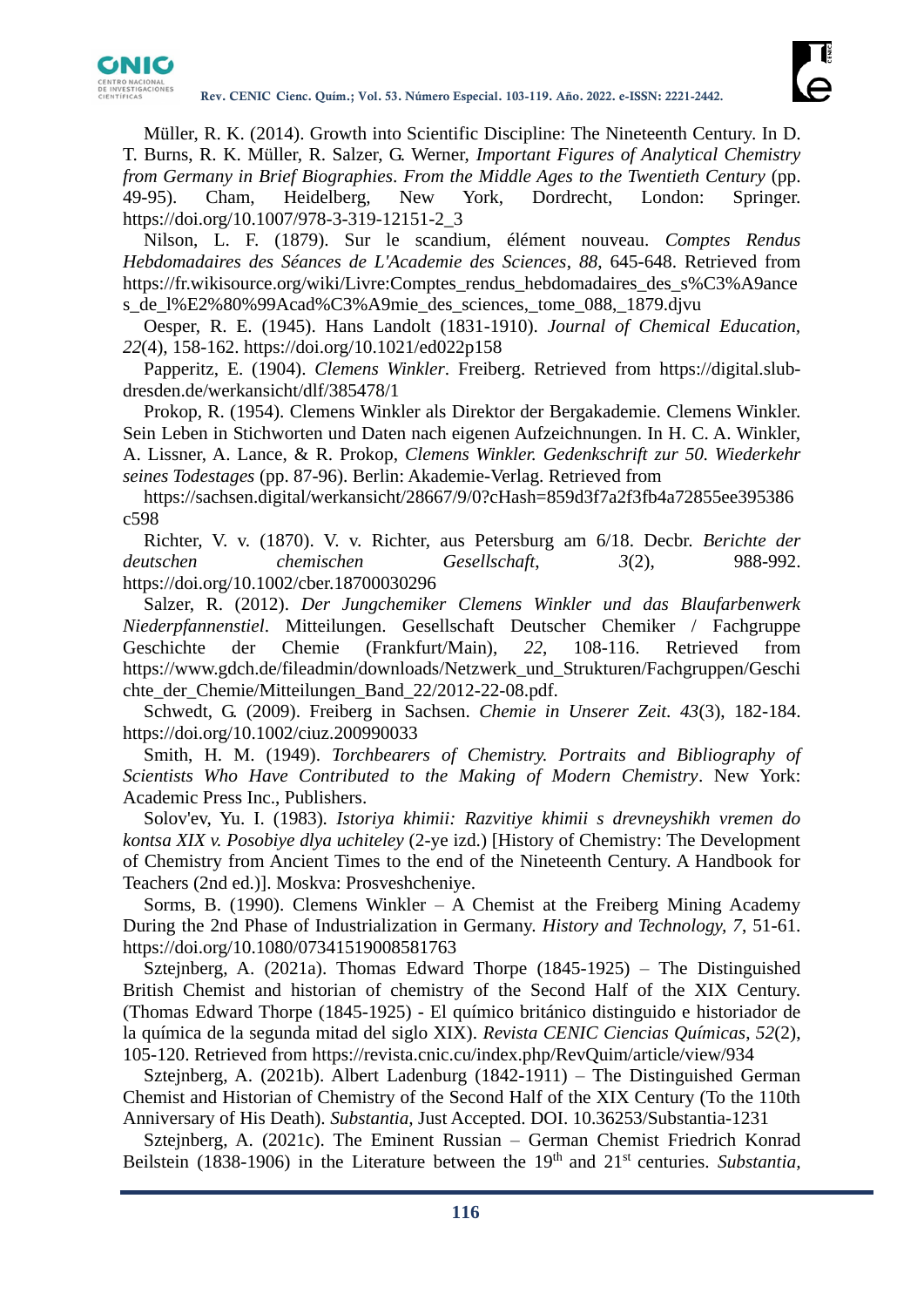Müller, R. K. (2014). Growth into Scientific Discipline: The Nineteenth Century. In D. T. Burns, R. K. Müller, R. Salzer, G. Werner, *Important Figures of Analytical Chemistry from Germany in Brief Biographies. From the Middle Ages to the Twentieth Century* (pp. 49-95). Cham, Heidelberg, New York, Dordrecht, London: Springer. https://doi.org/10.1007/978-3-319-12151-2_3

Nilson, L. F. (1879). Sur le scandium, élément nouveau. *Comptes Rendus Hebdomadaires des Séances de L'Academie des Sciences*, *88*, 645-648. Retrieved from https://fr.wikisource.org/wiki/Livre:Comptes_rendus_hebdomadaires_des_s%C3%A9ances_de_l%E2%80%99Acad%C3%A9mie_des_sciences,_tome_088,_1879.djvu

Oesper, R. E. (1945). Hans Landolt (1831-1910). *Journal of Chemical Education, 22*(4), 158-162. https://doi.org/10.1021/ed022p158

Papperitz, E. (1904). *Clemens Winkler*. Freiberg. Retrieved from https://digital.slub-dresden.de/werkansicht/dlf/385478/1

Prokop, R. (1954). Clemens Winkler als Direktor der Bergakademie. Clemens Winkler. Sein Leben in Stichworten und Daten nach eigenen Aufzeichnungen. In H. C. A. Winkler, A. Lissner, A. Lance, & R. Prokop, *Clemens Winkler. Gedenkschrift zur 50. Wiederkehr seines Todestages* (pp. 87-96). Berlin: Akademie-Verlag. Retrieved from https://sachsen.digital/werkansicht/28667/9/0?cHash=859d3f7a2f3fb4a72855ee395386c598

Richter, V. v. (1870). V. v. Richter, aus Petersburg am 6/18. Decbr. *Berichte der deutschen chemischen Gesellschaft*, *3*(2), 988-992. https://doi.org/10.1002/cber.18700030296

Salzer, R. (2012). *Der Jungchemiker Clemens Winkler und das Blaufarbenwerk Niederpfannenstiel*. Mitteilungen. Gesellschaft Deutscher Chemiker / Fachgruppe Geschichte der Chemie (Frankfurt/Main), *22*, 108-116. Retrieved from https://www.gdch.de/fileadmin/downloads/Netzwerk_und_Strukturen/Fachgruppen/Geschichte_der_Chemie/Mitteilungen_Band_22/2012-22-08.pdf.

Schwedt, G. (2009). Freiberg in Sachsen. *Chemie in Unserer Zeit*. *43*(3), 182-184. https://doi.org/10.1002/ciuz.200990033

Smith, H. M. (1949). *Torchbearers of Chemistry. Portraits and Bibliography of Scientists Who Have Contributed to the Making of Modern Chemistry*. New York: Academic Press Inc., Publishers.

Solov'ev, Yu. I. (1983). *Istoriya khimii: Razvitiye khimii s drevneyshikh vremen do kontsa XIX v. Posobiye dlya uchiteley* (2-ye izd.) [History of Chemistry: The Development of Chemistry from Ancient Times to the end of the Nineteenth Century. A Handbook for Teachers (2nd ed.)]. Moskva: Prosveshcheniye.

Sorms, B. (1990). Clemens Winkler – A Chemist at the Freiberg Mining Academy During the 2nd Phase of Industrialization in Germany. *History and Technology, 7*, 51-61. https://doi.org/10.1080/07341519008581763

Sztejnberg, A. (2021a). Thomas Edward Thorpe (1845-1925) – The Distinguished British Chemist and historian of chemistry of the Second Half of the XIX Century. (Thomas Edward Thorpe (1845-1925) - El químico británico distinguido e historiador de la química de la segunda mitad del siglo XIX). *Revista CENIC Ciencias Químicas*, *52*(2), 105-120. Retrieved from https://revista.cnic.cu/index.php/RevQuim/article/view/934

Sztejnberg, A. (2021b). Albert Ladenburg (1842-1911) – The Distinguished German Chemist and Historian of Chemistry of the Second Half of the XIX Century (To the 110th Anniversary of His Death). *Substantia,* Just Accepted. DOI. 10.36253/Substantia-1231

Sztejnberg, A. (2021c). The Eminent Russian – German Chemist Friedrich Konrad Beilstein (1838-1906) in the Literature between the 19th and 21st centuries. *Substantia,*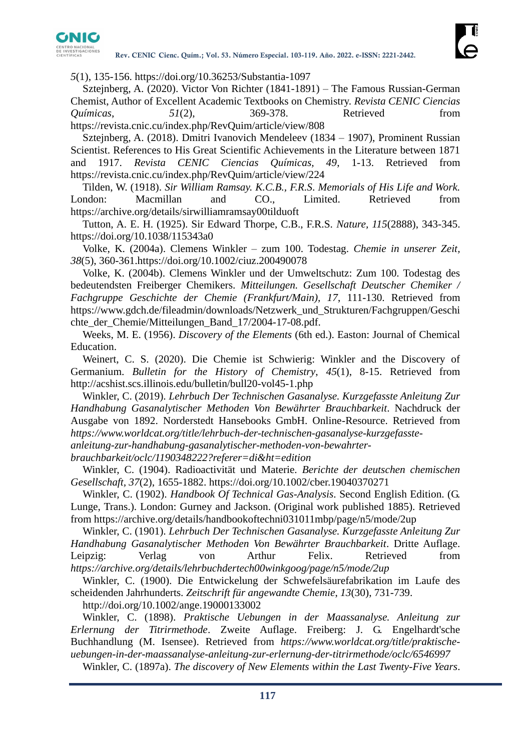*5*(1), 135-156. https://doi.org/10.36253/Substantia-1097

Sztejnberg, A. (2020). Victor Von Richter (1841-1891) – The Famous Russian-German Chemist, Author of Excellent Academic Textbooks on Chemistry. *Revista CENIC Ciencias Químicas*, *51*(2), 369-378. Retrieved from https://revista.cnic.cu/index.php/RevQuim/article/view/808

Sztejnberg, A. (2018). Dmitri Ivanovich Mendeleev (1834 – 1907), Prominent Russian Scientist. References to His Great Scientific Achievements in the Literature between 1871 and 1917. *Revista CENIC Ciencias Químicas, 49*, 1-13. Retrieved from https://revista.cnic.cu/index.php/RevQuim/article/view/224

Tilden, W. (1918). *Sir William Ramsay. K.C.B., F.R.S. Memorials of His Life and Work.* London: Macmillan and CO., Limited. Retrieved from https://archive.org/details/sirwilliamramsay00tilduoft

Tutton, A. E. H. (1925). Sir Edward Thorpe, C.B., F.R.S. *Nature*, *115*(2888), 343-345. https://doi.org/10.1038/115343a0

Volke, K. (2004a). Clemens Winkler – zum 100. Todestag. *Chemie in unserer Zeit*, *38*(5), 360-361.https://doi.org/10.1002/ciuz.200490078

Volke, K. (2004b). Clemens Winkler und der Umweltschutz: Zum 100. Todestag des bedeutendsten Freiberger Chemikers. *Mitteilungen. Gesellschaft Deutscher Chemiker / Fachgruppe Geschichte der Chemie (Frankfurt/Main)*, *17*, 111-130. Retrieved from https://www.gdch.de/fileadmin/downloads/Netzwerk_und_Strukturen/Fachgruppen/Geschichte_der_Chemie/Mitteilungen_Band_17/2004-17-08.pdf.

Weeks, M. E. (1956). *Discovery of the Elements* (6th ed.). Easton: Journal of Chemical Education.

Weinert, C. S. (2020). Die Chemie ist Schwierig: Winkler and the Discovery of Germanium. *Bulletin for the History of Chemistry*, *45*(1), 8-15. Retrieved from http://acshist.scs.illinois.edu/bulletin/bull20-vol45-1.php

Winkler, C. (2019). *Lehrbuch Der Technischen Gasanalyse. Kurzgefasste Anleitung Zur Handhabung Gasanalytischer Methoden Von Bewährter Brauchbarkeit*. Nachdruck der Ausgabe von 1892. Norderstedt Hansebooks GmbH. Online-Resource. Retrieved from *https://www.worldcat.org/title/lehrbuch-der-technischen-gasanalyse-kurzgefasste-anleitung-zur-handhabung-gasanalytischer-methoden-von-bewahrter-brauchbarkeit/oclc/1190348222?referer=di&ht=edition*

Winkler, C. (1904). Radioactivität und Materie. *Berichte der deutschen chemischen Gesellschaft*, *37*(2), 1655-1882. https://doi.org/10.1002/cber.19040370271

Winkler, C. (1902). *Handbook Of Technical Gas-Analysis*. Second English Edition. (G. Lunge, Trans.). London: Gurney and Jackson. (Original work published 1885). Retrieved from https://archive.org/details/handbookoftechni031011mbp/page/n5/mode/2up

Winkler, C. (1901). *Lehrbuch Der Technischen Gasanalyse. Kurzgefasste Anleitung Zur Handhabung Gasanalytischer Methoden Von Bewährter Brauchbarkeit*. Dritte Auflage. Leipzig: Verlag von Arthur Felix. Retrieved from *https://archive.org/details/lehrbuchdertech00winkgoog/page/n5/mode/2up*

Winkler, C. (1900). Die Entwickelung der Schwefelsäurefabrikation im Laufe des scheidenden Jahrhunderts. *Zeitschrift für angewandte Chemie*, *13*(30), 731-739. http://doi.org/10.1002/ange.19000133002

Winkler, C. (1898). *Praktische Uebungen in der Maassanalyse. Anleitung zur Erlernung der Titrirmethode*. Zweite Auflage. Freiberg: J. G. Engelhardt'sche Buchhandlung (M. Isensee). Retrieved from *https://www.worldcat.org/title/praktische-uebungen-in-der-maassanalyse-anleitung-zur-erlernung-der-titrirmethode/oclc/6546997*

Winkler, C. (1897a). *The discovery of New Elements within the Last Twenty-Five Years*.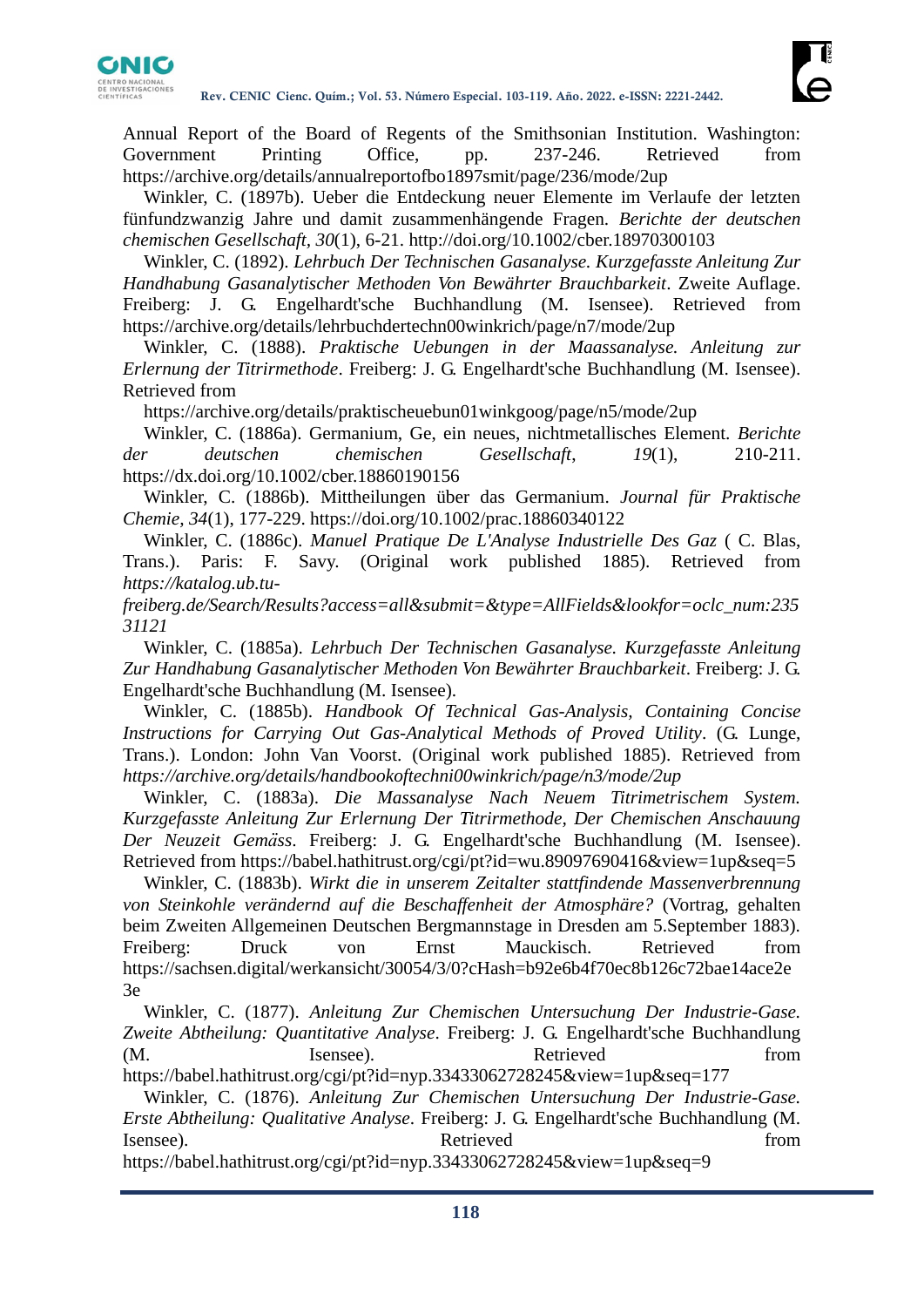Annual Report of the Board of Regents of the Smithsonian Institution. Washington: Government Printing Office, pp. 237-246. Retrieved from https://archive.org/details/annualreportofbo1897smit/page/236/mode/2up

Winkler, C. (1897b). Ueber die Entdeckung neuer Elemente im Verlaufe der letzten fünfundzwanzig Jahre und damit zusammenhängende Fragen. *Berichte der deutschen chemischen Gesellschaft*, *30*(1), 6-21. http://doi.org/10.1002/cber.18970300103

Winkler, C. (1892). *Lehrbuch Der Technischen Gasanalyse. Kurzgefasste Anleitung Zur Handhabung Gasanalytischer Methoden Von Bewährter Brauchbarkeit*. Zweite Auflage. Freiberg: J. G. Engelhardt'sche Buchhandlung (M. Isensee). Retrieved from https://archive.org/details/lehrbuchdertechn00winkrich/page/n7/mode/2up

Winkler, C. (1888). *Praktische Uebungen in der Maassanalyse. Anleitung zur Erlernung der Titrirmethode*. Freiberg: J. G. Engelhardt'sche Buchhandlung (M. Isensee). Retrieved from

https://archive.org/details/praktischeuebun01winkgoog/page/n5/mode/2up

Winkler, C. (1886a). Germanium, Ge, ein neues, nichtmetallisches Element. *Berichte der deutschen chemischen Gesellschaft*, *19*(1), 210-211. https://dx.doi.org/10.1002/cber.18860190156

Winkler, C. (1886b). Mittheilungen über das Germanium. *Journal für Praktische Chemie*, *34*(1), 177-229. https://doi.org/10.1002/prac.18860340122

Winkler, C. (1886c). *Manuel Pratique De L'Analyse Industrielle Des Gaz* ( C. Blas, Trans.). Paris: F. Savy. (Original work published 1885). Retrieved from *https://katalog.ub.tu-freiberg.de/Search/Results?access=all&submit=&type=AllFields&lookfor=oclc_num:23531121*

Winkler, C. (1885a). *Lehrbuch Der Technischen Gasanalyse. Kurzgefasste Anleitung Zur Handhabung Gasanalytischer Methoden Von Bewährter Brauchbarkeit*. Freiberg: J. G. Engelhardt'sche Buchhandlung (M. Isensee).

Winkler, C. (1885b). *Handbook Of Technical Gas-Analysis, Containing Concise Instructions for Carrying Out Gas-Analytical Methods of Proved Utility*. (G. Lunge, Trans.). London: John Van Voorst. (Original work published 1885). Retrieved from *https://archive.org/details/handbookoftechni00winkrich/page/n3/mode/2up*

Winkler, C. (1883a). *Die Massanalyse Nach Neuem Titrimetrischem System. Kurzgefasste Anleitung Zur Erlernung Der Titrirmethode, Der Chemischen Anschauung Der Neuzeit Gemäss*. Freiberg: J. G. Engelhardt'sche Buchhandlung (M. Isensee). Retrieved from https://babel.hathitrust.org/cgi/pt?id=wu.89097690416&view=1up&seq=5

Winkler, C. (1883b). *Wirkt die in unserem Zeitalter stattfindende Massenverbrennung von Steinkohle verändernd auf die Beschaffenheit der Atmosphäre?* (Vortrag, gehalten beim Zweiten Allgemeinen Deutschen Bergmannstage in Dresden am 5.September 1883). Freiberg: Druck von Ernst Mauckisch. Retrieved from https://sachsen.digital/werkansicht/30054/3/0?cHash=b92e6b4f70ec8b126c72bae14ace2e3e

Winkler, C. (1877). *Anleitung Zur Chemischen Untersuchung Der Industrie-Gase. Zweite Abtheilung: Quantitative Analyse*. Freiberg: J. G. Engelhardt'sche Buchhandlung (M. Isensee). Retrieved from https://babel.hathitrust.org/cgi/pt?id=nyp.33433062728245&view=1up&seq=177

Winkler, C. (1876). *Anleitung Zur Chemischen Untersuchung Der Industrie-Gase. Erste Abtheilung: Qualitative Analyse*. Freiberg: J. G. Engelhardt'sche Buchhandlung (M. Isensee). Retrieved from https://babel.hathitrust.org/cgi/pt?id=nyp.33433062728245&view=1up&seq=9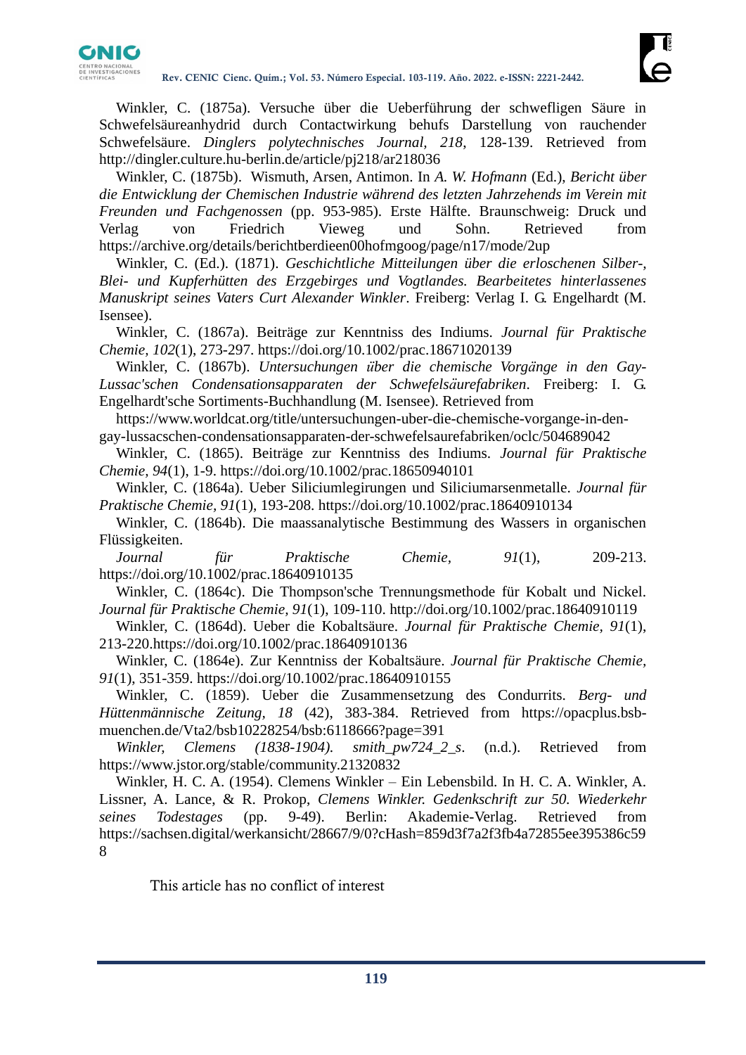Winkler, C. (1875a). Versuche über die Ueberführung der schwefligen Säure in Schwefelsäureanhydrid durch Contactwirkung behufs Darstellung von rauchender Schwefelsäure. *Dinglers polytechnisches Journal, 218*, 128-139. Retrieved from http://dingler.culture.hu-berlin.de/article/pj218/ar218036

Winkler, C. (1875b). Wismuth, Arsen, Antimon. In *A. W. Hofmann* (Ed.), *Bericht über die Entwicklung der Chemischen Industrie während des letzten Jahrzehends im Verein mit Freunden und Fachgenossen* (pp. 953-985). Erste Hälfte. Braunschweig: Druck und Verlag von Friedrich Vieweg und Sohn. Retrieved from https://archive.org/details/berichtberdieen00hofmgoog/page/n17/mode/2up

Winkler, C. (Ed.). (1871). *Geschichtliche Mitteilungen über die erloschenen Silber-, Blei- und Kupferhütten des Erzgebirges und Vogtlandes. Bearbeitetes hinterlassenes Manuskript seines Vaters Curt Alexander Winkler*. Freiberg: Verlag I. G. Engelhardt (M. Isensee).

Winkler, C. (1867a). Beiträge zur Kenntniss des Indiums. *Journal für Praktische Chemie, 102*(1), 273-297. https://doi.org/10.1002/prac.18671020139

Winkler, C. (1867b). *Untersuchungen über die chemische Vorgänge in den Gay-Lussac'schen Condensationsapparaten der Schwefelsäurefabriken*. Freiberg: I. G. Engelhardt'sche Sortiments-Buchhandlung (M. Isensee). Retrieved from https://www.worldcat.org/title/untersuchungen-uber-die-chemische-vorgange-in-den-gay-lussacschen-condensationsapparaten-der-schwefelsaurefabriken/oclc/504689042

Winkler, C. (1865). Beiträge zur Kenntniss des Indiums. *Journal für Praktische Chemie, 94*(1), 1-9. https://doi.org/10.1002/prac.18650940101

Winkler, C. (1864a). Ueber Siliciumlegirungen und Siliciumarsenmetalle. *Journal für Praktische Chemie, 91*(1), 193-208. https://doi.org/10.1002/prac.18640910134

Winkler, C. (1864b). Die maassanalytische Bestimmung des Wassers in organischen Flüssigkeiten. *Journal für Praktische Chemie, 91*(1), 209-213. https://doi.org/10.1002/prac.18640910135

Winkler, C. (1864c). Die Thompson'sche Trennungsmethode für Kobalt und Nickel. *Journal für Praktische Chemie, 91*(1), 109-110. http://doi.org/10.1002/prac.18640910119

Winkler, C. (1864d). Ueber die Kobaltsäure. *Journal für Praktische Chemie, 91*(1), 213-220.https://doi.org/10.1002/prac.18640910136

Winkler, C. (1864e). Zur Kenntniss der Kobaltsäure. *Journal für Praktische Chemie, 91*(1), 351-359. https://doi.org/10.1002/prac.18640910155

Winkler, C. (1859). Ueber die Zusammensetzung des Condurrits. *Berg- und Hüttenmännische Zeitung, 18* (42), 383-384. Retrieved from https://opacplus.bsb-muenchen.de/Vta2/bsb10228254/bsb:6118666?page=391

*Winkler, Clemens (1838-1904). smith_pw724_2_s*. (n.d.). Retrieved from https://www.jstor.org/stable/community.21320832

Winkler, H. C. A. (1954). Clemens Winkler – Ein Lebensbild. In H. C. A. Winkler, A. Lissner, A. Lance, & R. Prokop, *Clemens Winkler. Gedenkschrift zur 50. Wiederkehr seines Todestages* (pp. 9-49). Berlin: Akademie-Verlag. Retrieved from https://sachsen.digital/werkansicht/28667/9/0?cHash=859d3f7a2f3fb4a72855ee395386c598

This article has no conflict of interest